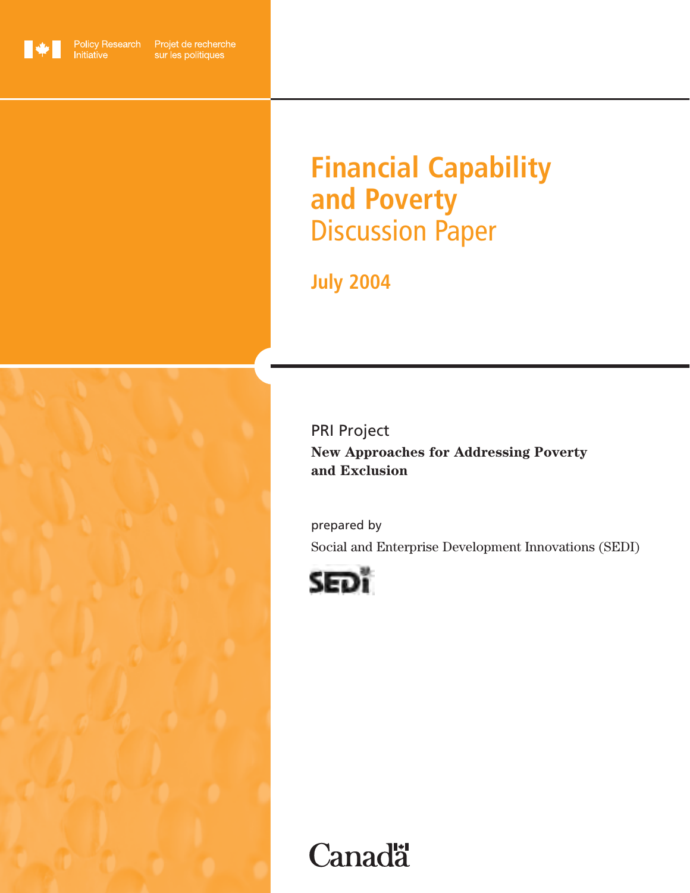Policy Research Initiative | Projet de recherche sur les politiques

# Financial Capability and Poverty

## Discussion Paper

**July 2004**

PRI Project

**New Approaches for Addressing Poverty and Exclusion**

prepared by

Social and Enterprise Development Innovations (SEDI)

SEDI

Canada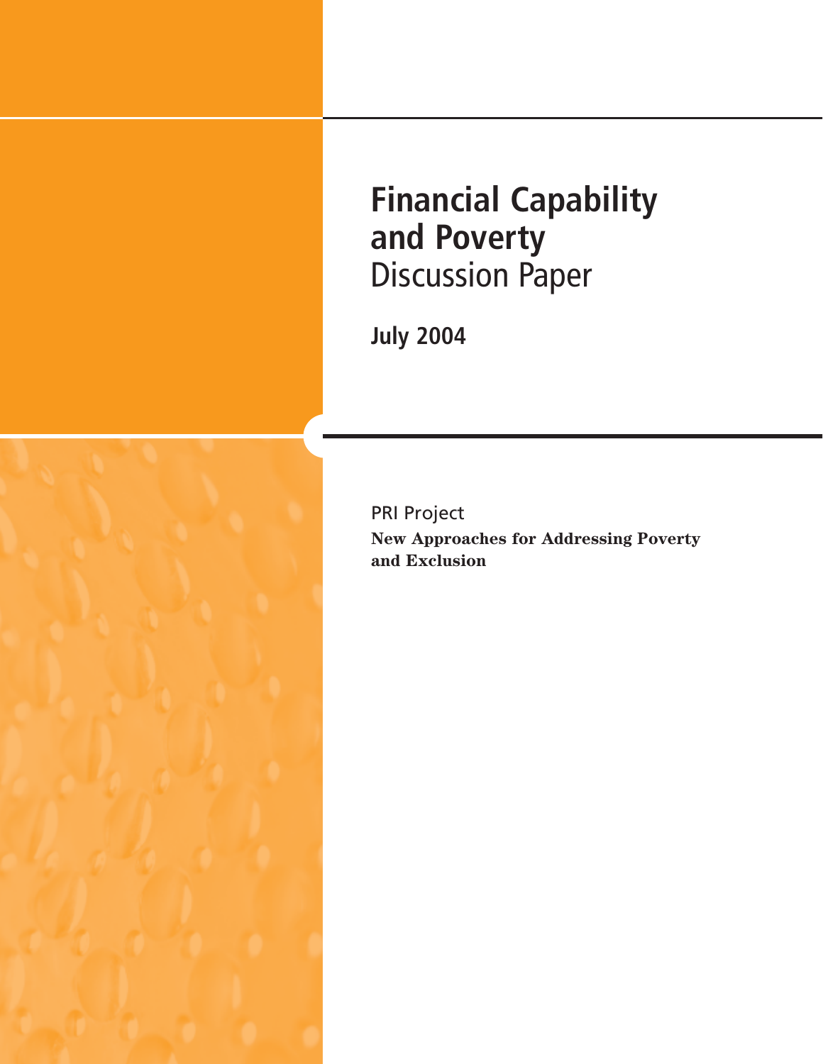# Financial Capability and Poverty

Discussion Paper

**July 2004**

PRI Project

**New Approaches for Addressing Poverty and Exclusion**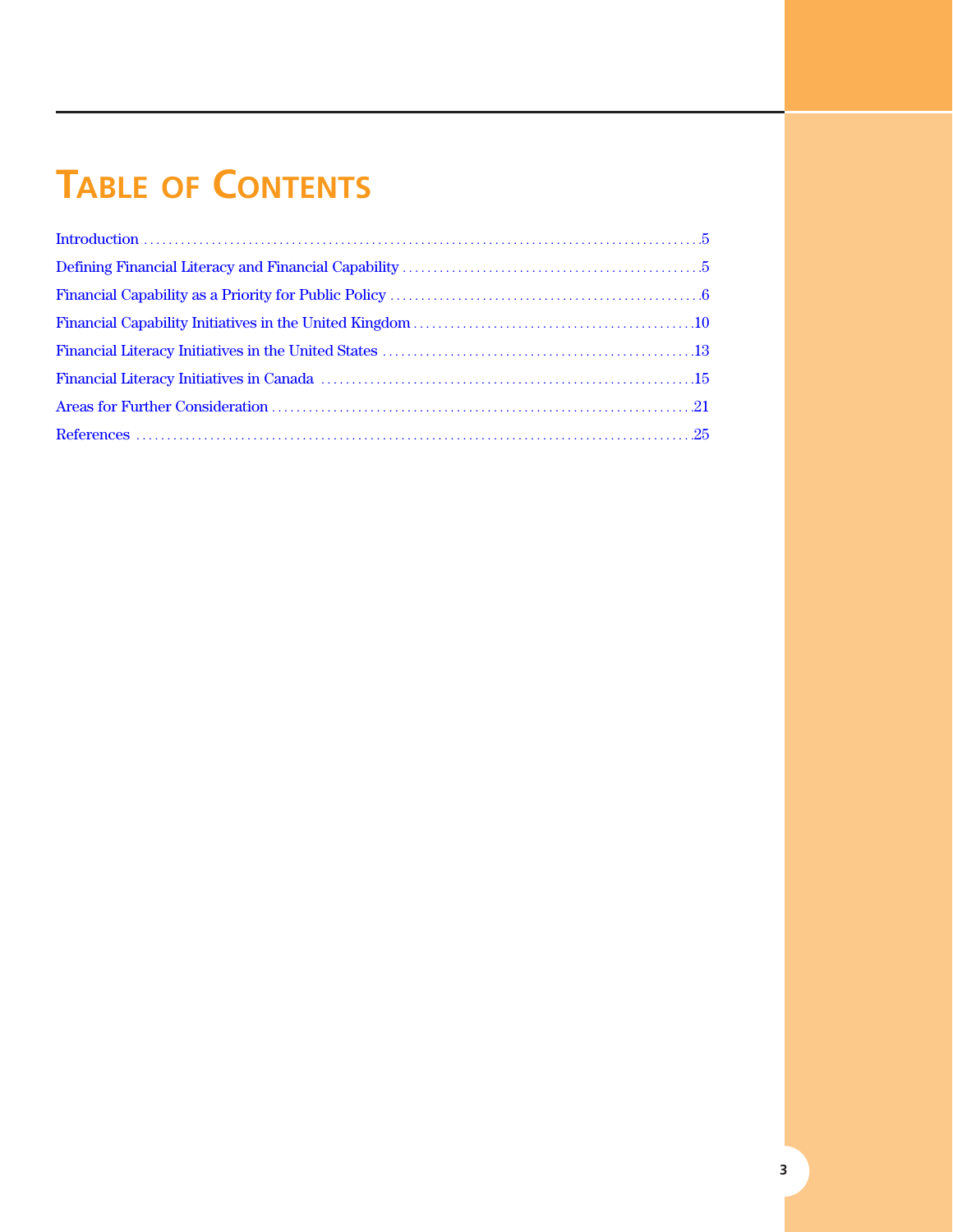# Table of Contents

Introduction .....5

Defining Financial Literacy and Financial Capability .....5

Financial Capability as a Priority for Public Policy .....6

Financial Capability Initiatives in the United Kingdom .....10

Financial Literacy Initiatives in the United States .....13

Financial Literacy Initiatives in Canada .....15

Areas for Further Consideration .....21

References .....25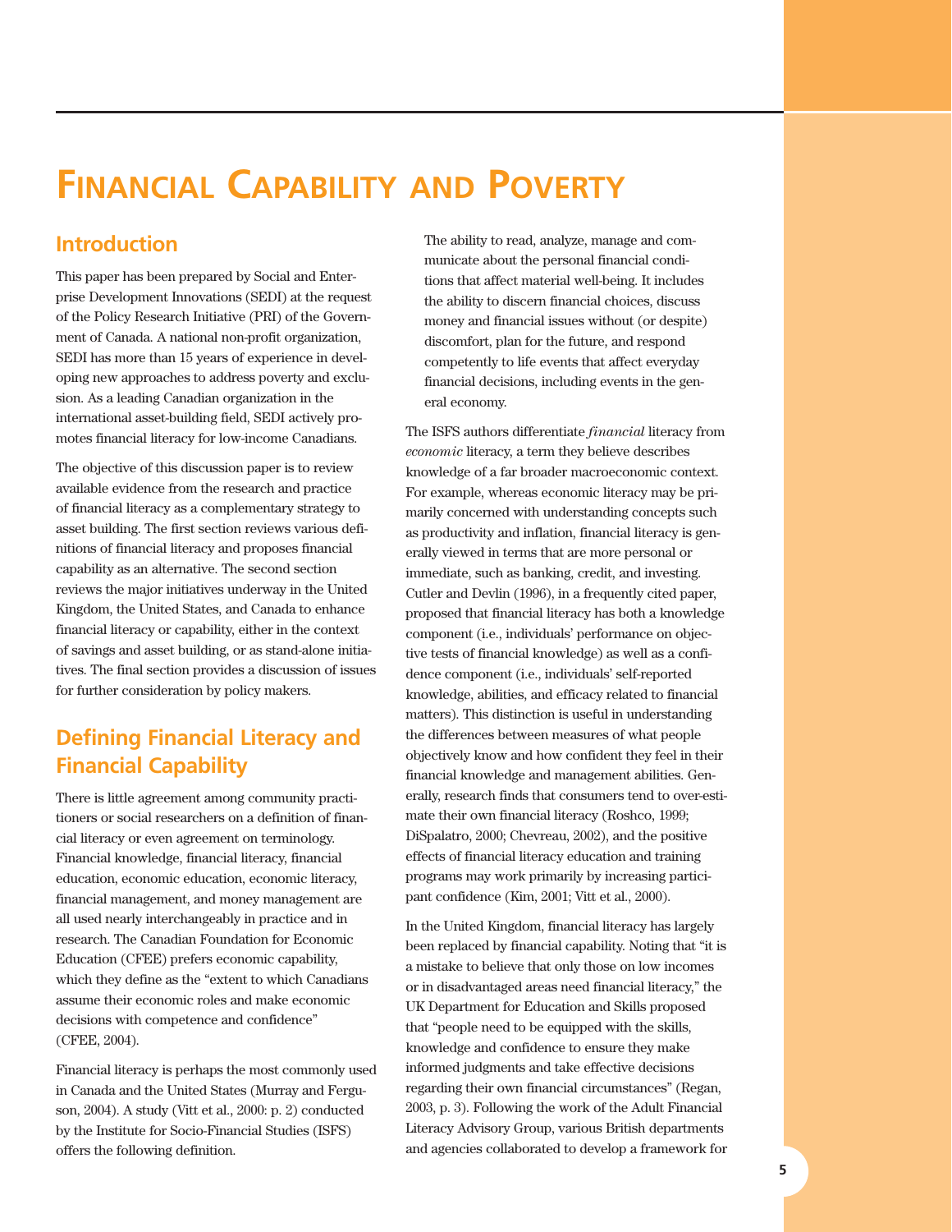# Financial Capability and Poverty

## Introduction

This paper has been prepared by Social and Enterprise Development Innovations (SEDI) at the request of the Policy Research Initiative (PRI) of the Government of Canada. A national non-profit organization, SEDI has more than 15 years of experience in developing new approaches to address poverty and exclusion. As a leading Canadian organization in the international asset-building field, SEDI actively promotes financial literacy for low-income Canadians.

The objective of this discussion paper is to review available evidence from the research and practice of financial literacy as a complementary strategy to asset building. The first section reviews various definitions of financial literacy and proposes financial capability as an alternative. The second section reviews the major initiatives underway in the United Kingdom, the United States, and Canada to enhance financial literacy or capability, either in the context of savings and asset building, or as stand-alone initiatives. The final section provides a discussion of issues for further consideration by policy makers.

## Defining Financial Literacy and Financial Capability

There is little agreement among community practitioners or social researchers on a definition of financial literacy or even agreement on terminology. Financial knowledge, financial literacy, financial education, economic education, economic literacy, financial management, and money management are all used nearly interchangeably in practice and in research. The Canadian Foundation for Economic Education (CFEE) prefers economic capability, which they define as the "extent to which Canadians assume their economic roles and make economic decisions with competence and confidence" (CFEE, 2004).

Financial literacy is perhaps the most commonly used in Canada and the United States (Murray and Ferguson, 2004). A study (Vitt et al., 2000: p. 2) conducted by the Institute for Socio-Financial Studies (ISFS) offers the following definition.

> The ability to read, analyze, manage and communicate about the personal financial conditions that affect material well-being. It includes the ability to discern financial choices, discuss money and financial issues without (or despite) discomfort, plan for the future, and respond competently to life events that affect everyday financial decisions, including events in the general economy.

The ISFS authors differentiate *financial* literacy from *economic* literacy, a term they believe describes knowledge of a far broader macroeconomic context. For example, whereas economic literacy may be primarily concerned with understanding concepts such as productivity and inflation, financial literacy is generally viewed in terms that are more personal or immediate, such as banking, credit, and investing. Cutler and Devlin (1996), in a frequently cited paper, proposed that financial literacy has both a knowledge component (i.e., individuals' performance on objective tests of financial knowledge) as well as a confidence component (i.e., individuals' self-reported knowledge, abilities, and efficacy related to financial matters). This distinction is useful in understanding the differences between measures of what people objectively know and how confident they feel in their financial knowledge and management abilities. Generally, research finds that consumers tend to over-estimate their own financial literacy (Roshco, 1999; DiSpalatro, 2000; Chevreau, 2002), and the positive effects of financial literacy education and training programs may work primarily by increasing participant confidence (Kim, 2001; Vitt et al., 2000).

In the United Kingdom, financial literacy has largely been replaced by financial capability. Noting that "it is a mistake to believe that only those on low incomes or in disadvantaged areas need financial literacy," the UK Department for Education and Skills proposed that "people need to be equipped with the skills, knowledge and confidence to ensure they make informed judgments and take effective decisions regarding their own financial circumstances" (Regan, 2003, p. 3). Following the work of the Adult Financial Literacy Advisory Group, various British departments and agencies collaborated to develop a framework for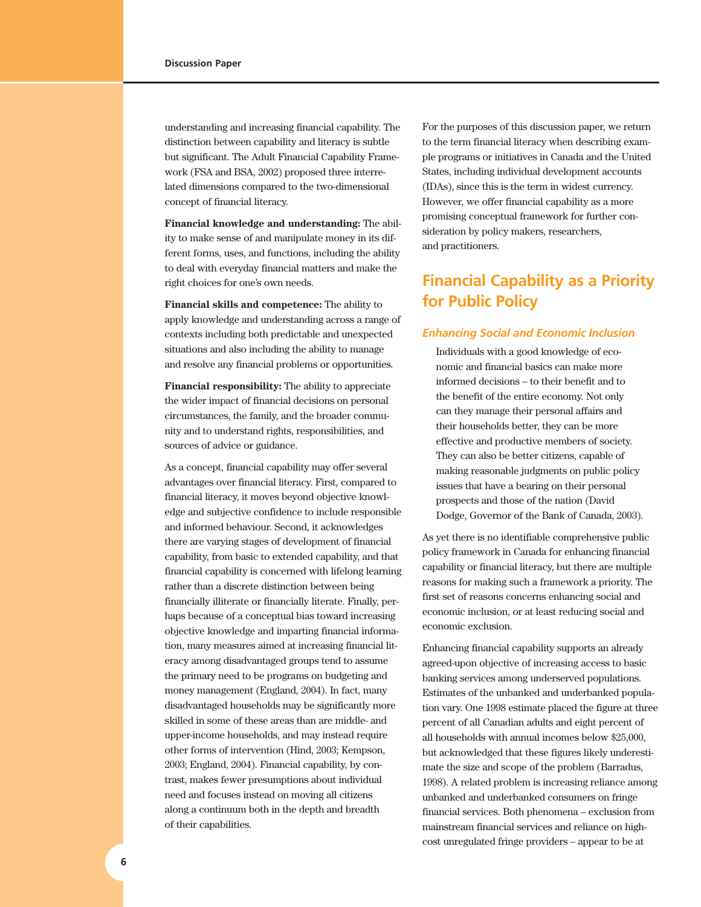understanding and increasing financial capability. The distinction between capability and literacy is subtle but significant. The Adult Financial Capability Framework (FSA and BSA, 2002) proposed three interrelated dimensions compared to the two-dimensional concept of financial literacy.

**Financial knowledge and understanding:** The ability to make sense of and manipulate money in its different forms, uses, and functions, including the ability to deal with everyday financial matters and make the right choices for one's own needs.

**Financial skills and competence:** The ability to apply knowledge and understanding across a range of contexts including both predictable and unexpected situations and also including the ability to manage and resolve any financial problems or opportunities.

**Financial responsibility:** The ability to appreciate the wider impact of financial decisions on personal circumstances, the family, and the broader community and to understand rights, responsibilities, and sources of advice or guidance.

As a concept, financial capability may offer several advantages over financial literacy. First, compared to financial literacy, it moves beyond objective knowledge and subjective confidence to include responsible and informed behaviour. Second, it acknowledges there are varying stages of development of financial capability, from basic to extended capability, and that financial capability is concerned with lifelong learning rather than a discrete distinction between being financially illiterate or financially literate. Finally, perhaps because of a conceptual bias toward increasing objective knowledge and imparting financial information, many measures aimed at increasing financial literacy among disadvantaged groups tend to assume the primary need to be programs on budgeting and money management (England, 2004). In fact, many disadvantaged households may be significantly more skilled in some of these areas than are middle- and upper-income households, and may instead require other forms of intervention (Hind, 2003; Kempson, 2003; England, 2004). Financial capability, by contrast, makes fewer presumptions about individual need and focuses instead on moving all citizens along a continuum both in the depth and breadth of their capabilities.

For the purposes of this discussion paper, we return to the term financial literacy when describing example programs or initiatives in Canada and the United States, including individual development accounts (IDAs), since this is the term in widest currency. However, we offer financial capability as a more promising conceptual framework for further consideration by policy makers, researchers, and practitioners.

## Financial Capability as a Priority for Public Policy

### *Enhancing Social and Economic Inclusion*

> Individuals with a good knowledge of economic and financial basics can make more informed decisions – to their benefit and to the benefit of the entire economy. Not only can they manage their personal affairs and their households better, they can be more effective and productive members of society. They can also be better citizens, capable of making reasonable judgments on public policy issues that have a bearing on their personal prospects and those of the nation (David Dodge, Governor of the Bank of Canada, 2003).

As yet there is no identifiable comprehensive public policy framework in Canada for enhancing financial capability or financial literacy, but there are multiple reasons for making such a framework a priority. The first set of reasons concerns enhancing social and economic inclusion, or at least reducing social and economic exclusion.

Enhancing financial capability supports an already agreed-upon objective of increasing access to basic banking services among underserved populations. Estimates of the unbanked and underbanked population vary. One 1998 estimate placed the figure at three percent of all Canadian adults and eight percent of all households with annual incomes below $25,000, but acknowledged that these figures likely underestimate the size and scope of the problem (Barradus, 1998). A related problem is increasing reliance among unbanked and underbanked consumers on fringe financial services. Both phenomena – exclusion from mainstream financial services and reliance on high-cost unregulated fringe providers – appear to be at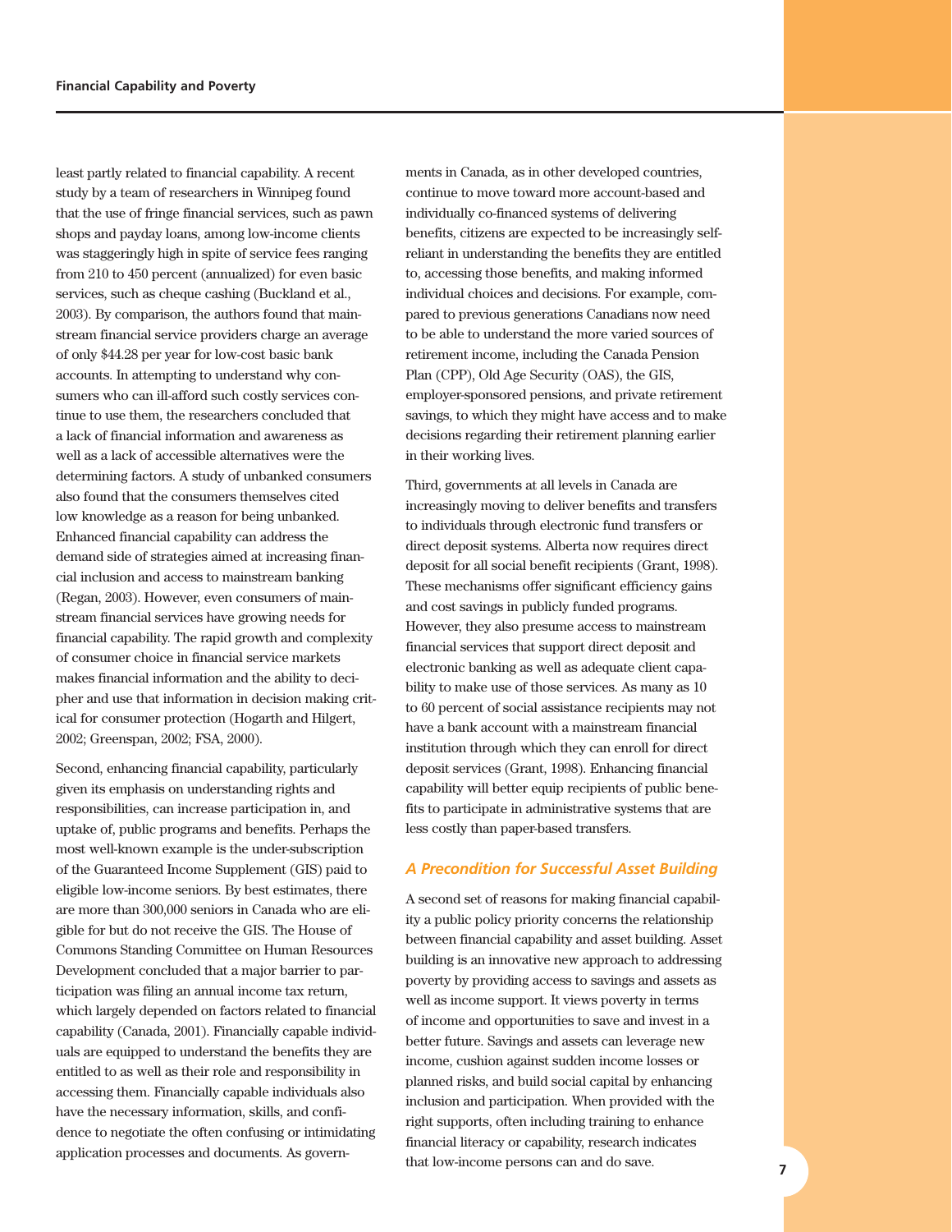least partly related to financial capability. A recent study by a team of researchers in Winnipeg found that the use of fringe financial services, such as pawn shops and payday loans, among low-income clients was staggeringly high in spite of service fees ranging from 210 to 450 percent (annualized) for even basic services, such as cheque cashing (Buckland et al., 2003). By comparison, the authors found that mainstream financial service providers charge an average of only $44.28 per year for low-cost basic bank accounts. In attempting to understand why consumers who can ill-afford such costly services continue to use them, the researchers concluded that a lack of financial information and awareness as well as a lack of accessible alternatives were the determining factors. A study of unbanked consumers also found that the consumers themselves cited low knowledge as a reason for being unbanked. Enhanced financial capability can address the demand side of strategies aimed at increasing financial inclusion and access to mainstream banking (Regan, 2003). However, even consumers of mainstream financial services have growing needs for financial capability. The rapid growth and complexity of consumer choice in financial service markets makes financial information and the ability to decipher and use that information in decision making critical for consumer protection (Hogarth and Hilgert, 2002; Greenspan, 2002; FSA, 2000).

Second, enhancing financial capability, particularly given its emphasis on understanding rights and responsibilities, can increase participation in, and uptake of, public programs and benefits. Perhaps the most well-known example is the under-subscription of the Guaranteed Income Supplement (GIS) paid to eligible low-income seniors. By best estimates, there are more than 300,000 seniors in Canada who are eligible for but do not receive the GIS. The House of Commons Standing Committee on Human Resources Development concluded that a major barrier to participation was filing an annual income tax return, which largely depended on factors related to financial capability (Canada, 2001). Financially capable individuals are equipped to understand the benefits they are entitled to as well as their role and responsibility in accessing them. Financially capable individuals also have the necessary information, skills, and confidence to negotiate the often confusing or intimidating application processes and documents. As governments in Canada, as in other developed countries, continue to move toward more account-based and individually co-financed systems of delivering benefits, citizens are expected to be increasingly self-reliant in understanding the benefits they are entitled to, accessing those benefits, and making informed individual choices and decisions. For example, compared to previous generations Canadians now need to be able to understand the more varied sources of retirement income, including the Canada Pension Plan (CPP), Old Age Security (OAS), the GIS, employer-sponsored pensions, and private retirement savings, to which they might have access and to make decisions regarding their retirement planning earlier in their working lives.

Third, governments at all levels in Canada are increasingly moving to deliver benefits and transfers to individuals through electronic fund transfers or direct deposit systems. Alberta now requires direct deposit for all social benefit recipients (Grant, 1998). These mechanisms offer significant efficiency gains and cost savings in publicly funded programs. However, they also presume access to mainstream financial services that support direct deposit and electronic banking as well as adequate client capability to make use of those services. As many as 10 to 60 percent of social assistance recipients may not have a bank account with a mainstream financial institution through which they can enroll for direct deposit services (Grant, 1998). Enhancing financial capability will better equip recipients of public benefits to participate in administrative systems that are less costly than paper-based transfers.

### *A Precondition for Successful Asset Building*

A second set of reasons for making financial capability a public policy priority concerns the relationship between financial capability and asset building. Asset building is an innovative new approach to addressing poverty by providing access to savings and assets as well as income support. It views poverty in terms of income and opportunities to save and invest in a better future. Savings and assets can leverage new income, cushion against sudden income losses or planned risks, and build social capital by enhancing inclusion and participation. When provided with the right supports, often including training to enhance financial literacy or capability, research indicates that low-income persons can and do save.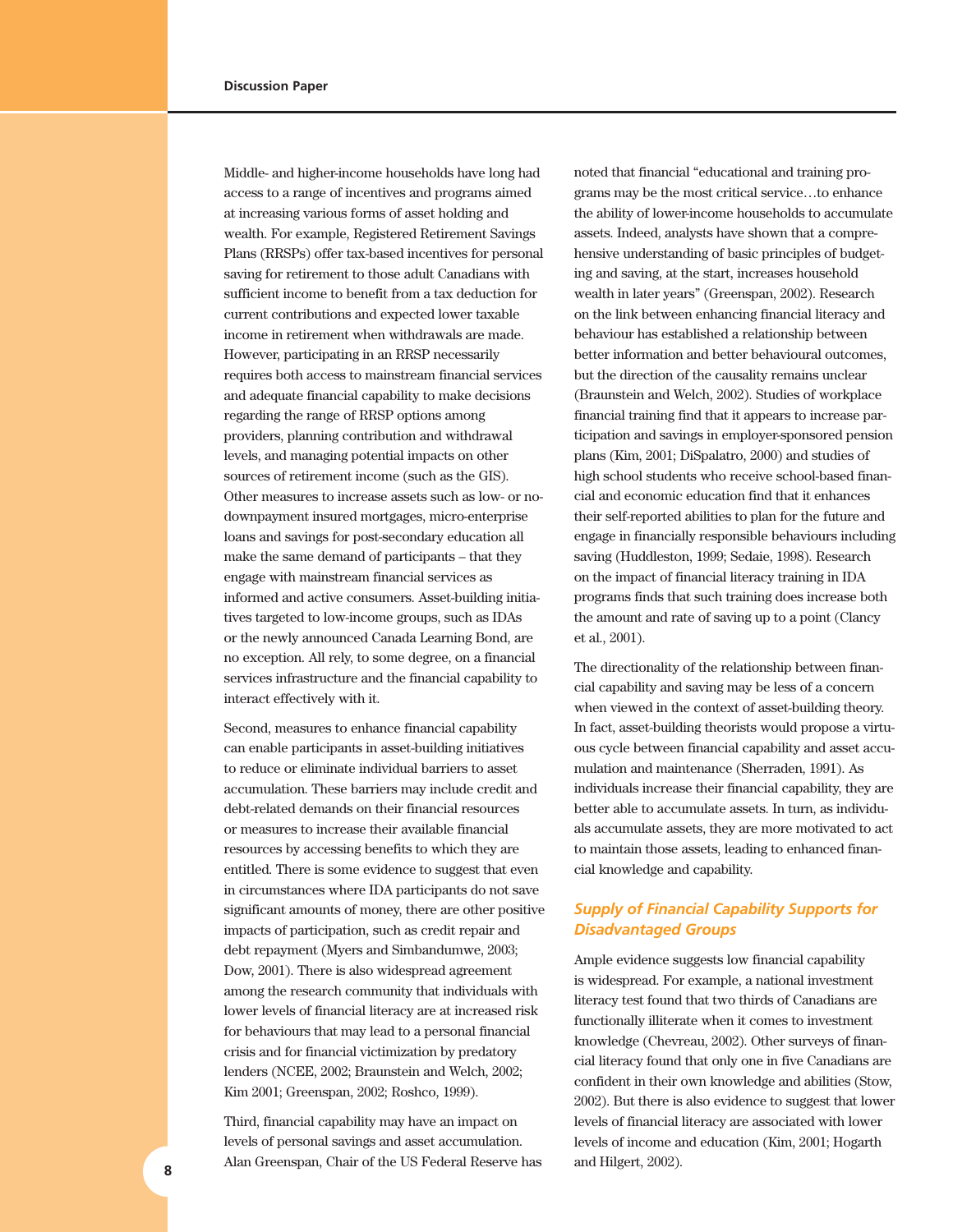Middle- and higher-income households have long had access to a range of incentives and programs aimed at increasing various forms of asset holding and wealth. For example, Registered Retirement Savings Plans (RRSPs) offer tax-based incentives for personal saving for retirement to those adult Canadians with sufficient income to benefit from a tax deduction for current contributions and expected lower taxable income in retirement when withdrawals are made. However, participating in an RRSP necessarily requires both access to mainstream financial services and adequate financial capability to make decisions regarding the range of RRSP options among providers, planning contribution and withdrawal levels, and managing potential impacts on other sources of retirement income (such as the GIS). Other measures to increase assets such as low- or no-downpayment insured mortgages, micro-enterprise loans and savings for post-secondary education all make the same demand of participants – that they engage with mainstream financial services as informed and active consumers. Asset-building initiatives targeted to low-income groups, such as IDAs or the newly announced Canada Learning Bond, are no exception. All rely, to some degree, on a financial services infrastructure and the financial capability to interact effectively with it.

Second, measures to enhance financial capability can enable participants in asset-building initiatives to reduce or eliminate individual barriers to asset accumulation. These barriers may include credit and debt-related demands on their financial resources or measures to increase their available financial resources by accessing benefits to which they are entitled. There is some evidence to suggest that even in circumstances where IDA participants do not save significant amounts of money, there are other positive impacts of participation, such as credit repair and debt repayment (Myers and Simbandumwe, 2003; Dow, 2001). There is also widespread agreement among the research community that individuals with lower levels of financial literacy are at increased risk for behaviours that may lead to a personal financial crisis and for financial victimization by predatory lenders (NCEE, 2002; Braunstein and Welch, 2002; Kim 2001; Greenspan, 2002; Roshco, 1999).

Third, financial capability may have an impact on levels of personal savings and asset accumulation. Alan Greenspan, Chair of the US Federal Reserve has noted that financial "educational and training programs may be the most critical service…to enhance the ability of lower-income households to accumulate assets. Indeed, analysts have shown that a comprehensive understanding of basic principles of budgeting and saving, at the start, increases household wealth in later years" (Greenspan, 2002). Research on the link between enhancing financial literacy and behaviour has established a relationship between better information and better behavioural outcomes, but the direction of the causality remains unclear (Braunstein and Welch, 2002). Studies of workplace financial training find that it appears to increase participation and savings in employer-sponsored pension plans (Kim, 2001; DiSpalatro, 2000) and studies of high school students who receive school-based financial and economic education find that it enhances their self-reported abilities to plan for the future and engage in financially responsible behaviours including saving (Huddleston, 1999; Sedaie, 1998). Research on the impact of financial literacy training in IDA programs finds that such training does increase both the amount and rate of saving up to a point (Clancy et al., 2001).

The directionality of the relationship between financial capability and saving may be less of a concern when viewed in the context of asset-building theory. In fact, asset-building theorists would propose a virtuous cycle between financial capability and asset accumulation and maintenance (Sherraden, 1991). As individuals increase their financial capability, they are better able to accumulate assets. In turn, as individuals accumulate assets, they are more motivated to act to maintain those assets, leading to enhanced financial knowledge and capability.

### *Supply of Financial Capability Supports for Disadvantaged Groups*

Ample evidence suggests low financial capability is widespread. For example, a national investment literacy test found that two thirds of Canadians are functionally illiterate when it comes to investment knowledge (Chevreau, 2002). Other surveys of financial literacy found that only one in five Canadians are confident in their own knowledge and abilities (Stow, 2002). But there is also evidence to suggest that lower levels of financial literacy are associated with lower levels of income and education (Kim, 2001; Hogarth and Hilgert, 2002).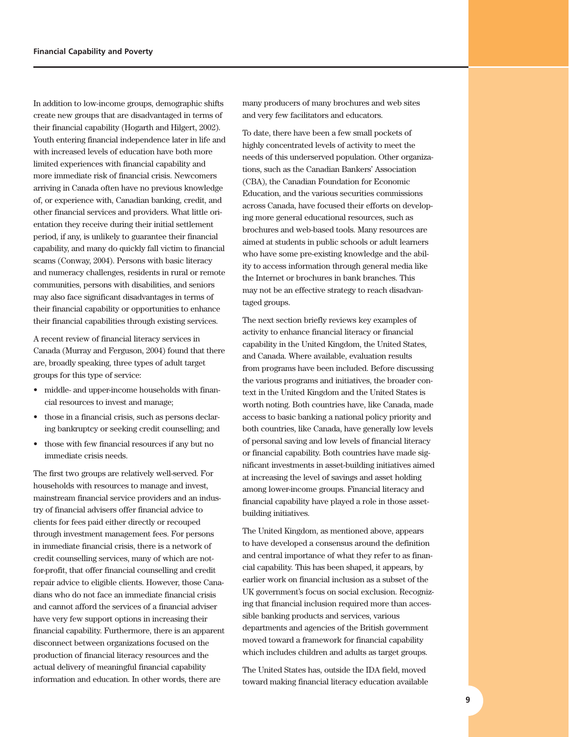In addition to low-income groups, demographic shifts create new groups that are disadvantaged in terms of their financial capability (Hogarth and Hilgert, 2002). Youth entering financial independence later in life and with increased levels of education have both more limited experiences with financial capability and more immediate risk of financial crisis. Newcomers arriving in Canada often have no previous knowledge of, or experience with, Canadian banking, credit, and other financial services and providers. What little orientation they receive during their initial settlement period, if any, is unlikely to guarantee their financial capability, and many do quickly fall victim to financial scams (Conway, 2004). Persons with basic literacy and numeracy challenges, residents in rural or remote communities, persons with disabilities, and seniors may also face significant disadvantages in terms of their financial capability or opportunities to enhance their financial capabilities through existing services.

A recent review of financial literacy services in Canada (Murray and Ferguson, 2004) found that there are, broadly speaking, three types of adult target groups for this type of service:

- middle- and upper-income households with financial resources to invest and manage;
- those in a financial crisis, such as persons declaring bankruptcy or seeking credit counselling; and
- those with few financial resources if any but no immediate crisis needs.

The first two groups are relatively well-served. For households with resources to manage and invest, mainstream financial service providers and an industry of financial advisers offer financial advice to clients for fees paid either directly or recouped through investment management fees. For persons in immediate financial crisis, there is a network of credit counselling services, many of which are not-for-profit, that offer financial counselling and credit repair advice to eligible clients. However, those Canadians who do not face an immediate financial crisis and cannot afford the services of a financial adviser have very few support options in increasing their financial capability. Furthermore, there is an apparent disconnect between organizations focused on the production of financial literacy resources and the actual delivery of meaningful financial capability information and education. In other words, there are many producers of many brochures and web sites and very few facilitators and educators.

To date, there have been a few small pockets of highly concentrated levels of activity to meet the needs of this underserved population. Other organizations, such as the Canadian Bankers' Association (CBA), the Canadian Foundation for Economic Education, and the various securities commissions across Canada, have focused their efforts on developing more general educational resources, such as brochures and web-based tools. Many resources are aimed at students in public schools or adult learners who have some pre-existing knowledge and the ability to access information through general media like the Internet or brochures in bank branches. This may not be an effective strategy to reach disadvantaged groups.

The next section briefly reviews key examples of activity to enhance financial literacy or financial capability in the United Kingdom, the United States, and Canada. Where available, evaluation results from programs have been included. Before discussing the various programs and initiatives, the broader context in the United Kingdom and the United States is worth noting. Both countries have, like Canada, made access to basic banking a national policy priority and both countries, like Canada, have generally low levels of personal saving and low levels of financial literacy or financial capability. Both countries have made significant investments in asset-building initiatives aimed at increasing the level of savings and asset holding among lower-income groups. Financial literacy and financial capability have played a role in those asset-building initiatives.

The United Kingdom, as mentioned above, appears to have developed a consensus around the definition and central importance of what they refer to as financial capability. This has been shaped, it appears, by earlier work on financial inclusion as a subset of the UK government's focus on social exclusion. Recognizing that financial inclusion required more than accessible banking products and services, various departments and agencies of the British government moved toward a framework for financial capability which includes children and adults as target groups.

The United States has, outside the IDA field, moved toward making financial literacy education available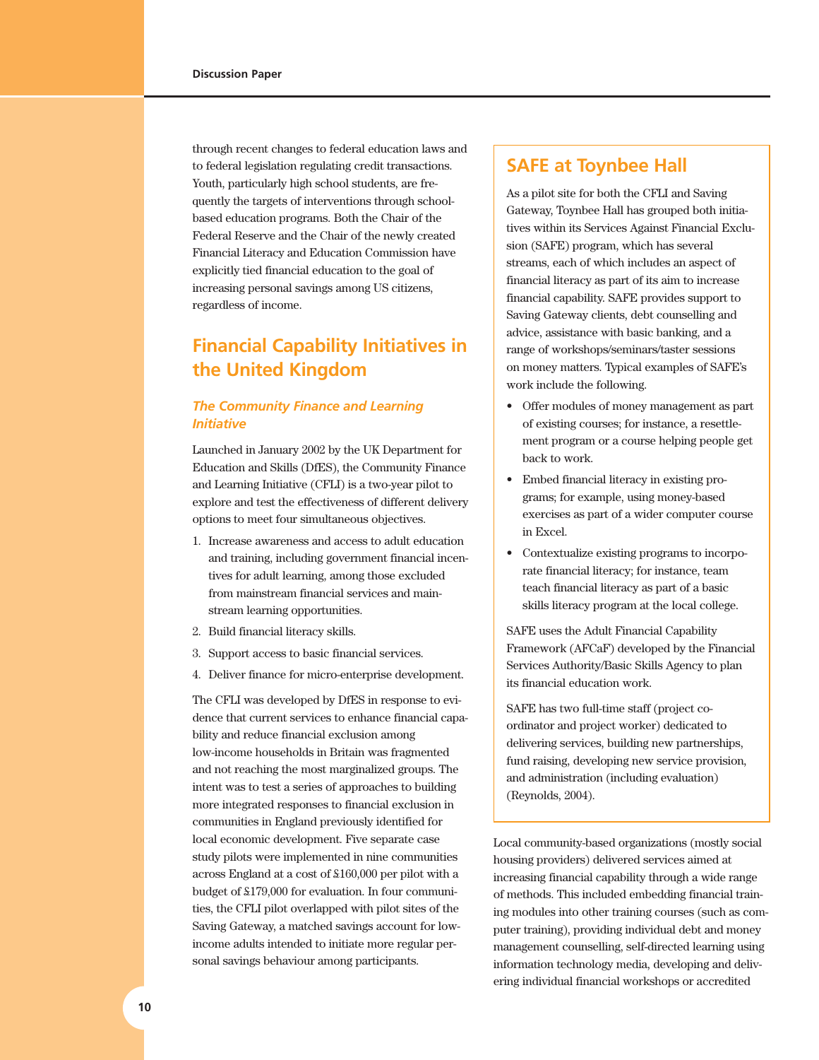through recent changes to federal education laws and to federal legislation regulating credit transactions. Youth, particularly high school students, are frequently the targets of interventions through school-based education programs. Both the Chair of the Federal Reserve and the Chair of the newly created Financial Literacy and Education Commission have explicitly tied financial education to the goal of increasing personal savings among US citizens, regardless of income.

## Financial Capability Initiatives in the United Kingdom

### *The Community Finance and Learning Initiative*

Launched in January 2002 by the UK Department for Education and Skills (DfES), the Community Finance and Learning Initiative (CFLI) is a two-year pilot to explore and test the effectiveness of different delivery options to meet four simultaneous objectives.

1. Increase awareness and access to adult education and training, including government financial incentives for adult learning, among those excluded from mainstream financial services and mainstream learning opportunities.
2. Build financial literacy skills.
3. Support access to basic financial services.
4. Deliver finance for micro-enterprise development.

The CFLI was developed by DfES in response to evidence that current services to enhance financial capability and reduce financial exclusion among low-income households in Britain was fragmented and not reaching the most marginalized groups. The intent was to test a series of approaches to building more integrated responses to financial exclusion in communities in England previously identified for local economic development. Five separate case study pilots were implemented in nine communities across England at a cost of £160,000 per pilot with a budget of £179,000 for evaluation. In four communities, the CFLI pilot overlapped with pilot sites of the Saving Gateway, a matched savings account for low-income adults intended to initiate more regular personal savings behaviour among participants.

> ## SAFE at Toynbee Hall
>
> As a pilot site for both the CFLI and Saving Gateway, Toynbee Hall has grouped both initiatives within its Services Against Financial Exclusion (SAFE) program, which has several streams, each of which includes an aspect of financial literacy as part of its aim to increase financial capability. SAFE provides support to Saving Gateway clients, debt counselling and advice, assistance with basic banking, and a range of workshops/seminars/taster sessions on money matters. Typical examples of SAFE's work include the following.
>
> - Offer modules of money management as part of existing courses; for instance, a resettlement program or a course helping people get back to work.
> - Embed financial literacy in existing programs; for example, using money-based exercises as part of a wider computer course in Excel.
> - Contextualize existing programs to incorporate financial literacy; for instance, team teach financial literacy as part of a basic skills literacy program at the local college.
>
> SAFE uses the Adult Financial Capability Framework (AFCaF) developed by the Financial Services Authority/Basic Skills Agency to plan its financial education work.
>
> SAFE has two full-time staff (project co-ordinator and project worker) dedicated to delivering services, building new partnerships, fund raising, developing new service provision, and administration (including evaluation) (Reynolds, 2004).

Local community-based organizations (mostly social housing providers) delivered services aimed at increasing financial capability through a wide range of methods. This included embedding financial training modules into other training courses (such as computer training), providing individual debt and money management counselling, self-directed learning using information technology media, developing and delivering individual financial workshops or accredited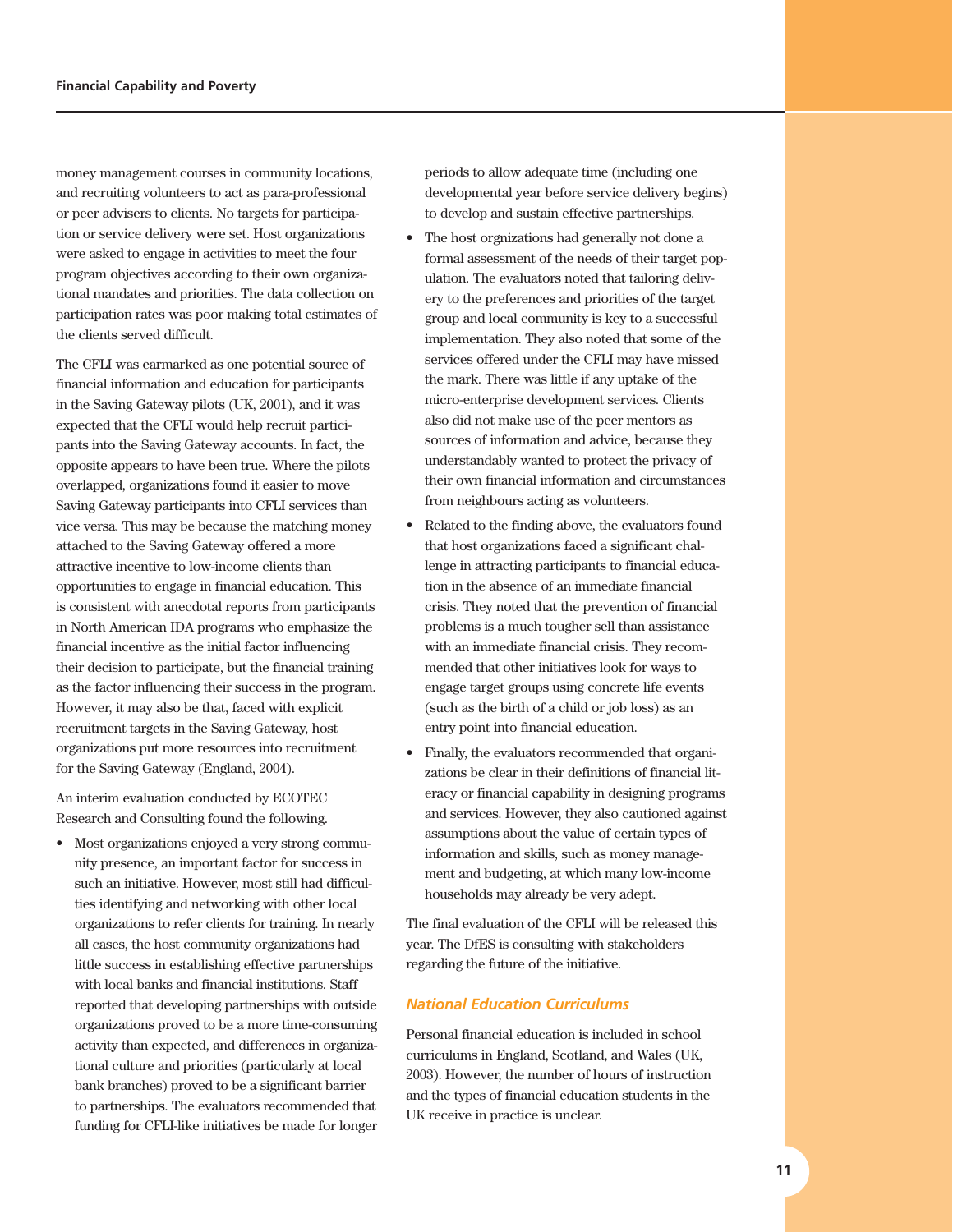money management courses in community locations, and recruiting volunteers to act as para-professional or peer advisers to clients. No targets for participation or service delivery were set. Host organizations were asked to engage in activities to meet the four program objectives according to their own organizational mandates and priorities. The data collection on participation rates was poor making total estimates of the clients served difficult.

The CFLI was earmarked as one potential source of financial information and education for participants in the Saving Gateway pilots (UK, 2001), and it was expected that the CFLI would help recruit participants into the Saving Gateway accounts. In fact, the opposite appears to have been true. Where the pilots overlapped, organizations found it easier to move Saving Gateway participants into CFLI services than vice versa. This may be because the matching money attached to the Saving Gateway offered a more attractive incentive to low-income clients than opportunities to engage in financial education. This is consistent with anecdotal reports from participants in North American IDA programs who emphasize the financial incentive as the initial factor influencing their decision to participate, but the financial training as the factor influencing their success in the program. However, it may also be that, faced with explicit recruitment targets in the Saving Gateway, host organizations put more resources into recruitment for the Saving Gateway (England, 2004).

An interim evaluation conducted by ECOTEC Research and Consulting found the following.

- Most organizations enjoyed a very strong community presence, an important factor for success in such an initiative. However, most still had difficulties identifying and networking with other local organizations to refer clients for training. In nearly all cases, the host community organizations had little success in establishing effective partnerships with local banks and financial institutions. Staff reported that developing partnerships with outside organizations proved to be a more time-consuming activity than expected, and differences in organizational culture and priorities (particularly at local bank branches) proved to be a significant barrier to partnerships. The evaluators recommended that funding for CFLI-like initiatives be made for longer periods to allow adequate time (including one developmental year before service delivery begins) to develop and sustain effective partnerships.
- The host orgnizations had generally not done a formal assessment of the needs of their target population. The evaluators noted that tailoring delivery to the preferences and priorities of the target group and local community is key to a successful implementation. They also noted that some of the services offered under the CFLI may have missed the mark. There was little if any uptake of the micro-enterprise development services. Clients also did not make use of the peer mentors as sources of information and advice, because they understandably wanted to protect the privacy of their own financial information and circumstances from neighbours acting as volunteers.
- Related to the finding above, the evaluators found that host organizations faced a significant challenge in attracting participants to financial education in the absence of an immediate financial crisis. They noted that the prevention of financial problems is a much tougher sell than assistance with an immediate financial crisis. They recommended that other initiatives look for ways to engage target groups using concrete life events (such as the birth of a child or job loss) as an entry point into financial education.
- Finally, the evaluators recommended that organizations be clear in their definitions of financial literacy or financial capability in designing programs and services. However, they also cautioned against assumptions about the value of certain types of information and skills, such as money management and budgeting, at which many low-income households may already be very adept.

The final evaluation of the CFLI will be released this year. The DfES is consulting with stakeholders regarding the future of the initiative.

### National Education Curriculums

Personal financial education is included in school curriculums in England, Scotland, and Wales (UK, 2003). However, the number of hours of instruction and the types of financial education students in the UK receive in practice is unclear.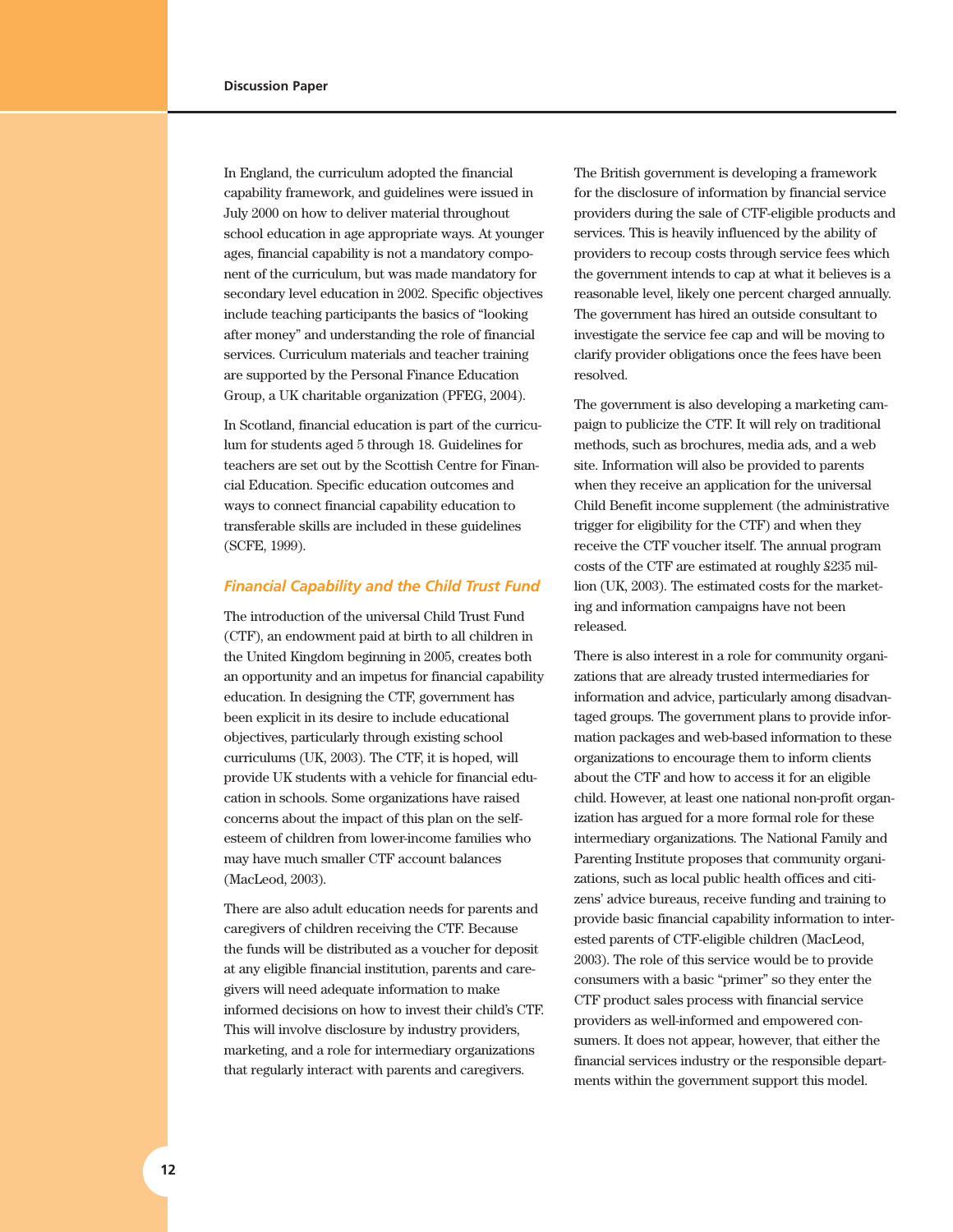In England, the curriculum adopted the financial capability framework, and guidelines were issued in July 2000 on how to deliver material throughout school education in age appropriate ways. At younger ages, financial capability is not a mandatory component of the curriculum, but was made mandatory for secondary level education in 2002. Specific objectives include teaching participants the basics of "looking after money" and understanding the role of financial services. Curriculum materials and teacher training are supported by the Personal Finance Education Group, a UK charitable organization (PFEG, 2004).

In Scotland, financial education is part of the curriculum for students aged 5 through 18. Guidelines for teachers are set out by the Scottish Centre for Financial Education. Specific education outcomes and ways to connect financial capability education to transferable skills are included in these guidelines (SCFE, 1999).

### *Financial Capability and the Child Trust Fund*

The introduction of the universal Child Trust Fund (CTF), an endowment paid at birth to all children in the United Kingdom beginning in 2005, creates both an opportunity and an impetus for financial capability education. In designing the CTF, government has been explicit in its desire to include educational objectives, particularly through existing school curriculums (UK, 2003). The CTF, it is hoped, will provide UK students with a vehicle for financial education in schools. Some organizations have raised concerns about the impact of this plan on the self-esteem of children from lower-income families who may have much smaller CTF account balances (MacLeod, 2003).

There are also adult education needs for parents and caregivers of children receiving the CTF. Because the funds will be distributed as a voucher for deposit at any eligible financial institution, parents and caregivers will need adequate information to make informed decisions on how to invest their child's CTF. This will involve disclosure by industry providers, marketing, and a role for intermediary organizations that regularly interact with parents and caregivers.

The British government is developing a framework for the disclosure of information by financial service providers during the sale of CTF-eligible products and services. This is heavily influenced by the ability of providers to recoup costs through service fees which the government intends to cap at what it believes is a reasonable level, likely one percent charged annually. The government has hired an outside consultant to investigate the service fee cap and will be moving to clarify provider obligations once the fees have been resolved.

The government is also developing a marketing campaign to publicize the CTF. It will rely on traditional methods, such as brochures, media ads, and a web site. Information will also be provided to parents when they receive an application for the universal Child Benefit income supplement (the administrative trigger for eligibility for the CTF) and when they receive the CTF voucher itself. The annual program costs of the CTF are estimated at roughly £235 million (UK, 2003). The estimated costs for the marketing and information campaigns have not been released.

There is also interest in a role for community organizations that are already trusted intermediaries for information and advice, particularly among disadvantaged groups. The government plans to provide information packages and web-based information to these organizations to encourage them to inform clients about the CTF and how to access it for an eligible child. However, at least one national non-profit organization has argued for a more formal role for these intermediary organizations. The National Family and Parenting Institute proposes that community organizations, such as local public health offices and citizens' advice bureaus, receive funding and training to provide basic financial capability information to interested parents of CTF-eligible children (MacLeod, 2003). The role of this service would be to provide consumers with a basic "primer" so they enter the CTF product sales process with financial service providers as well-informed and empowered consumers. It does not appear, however, that either the financial services industry or the responsible departments within the government support this model.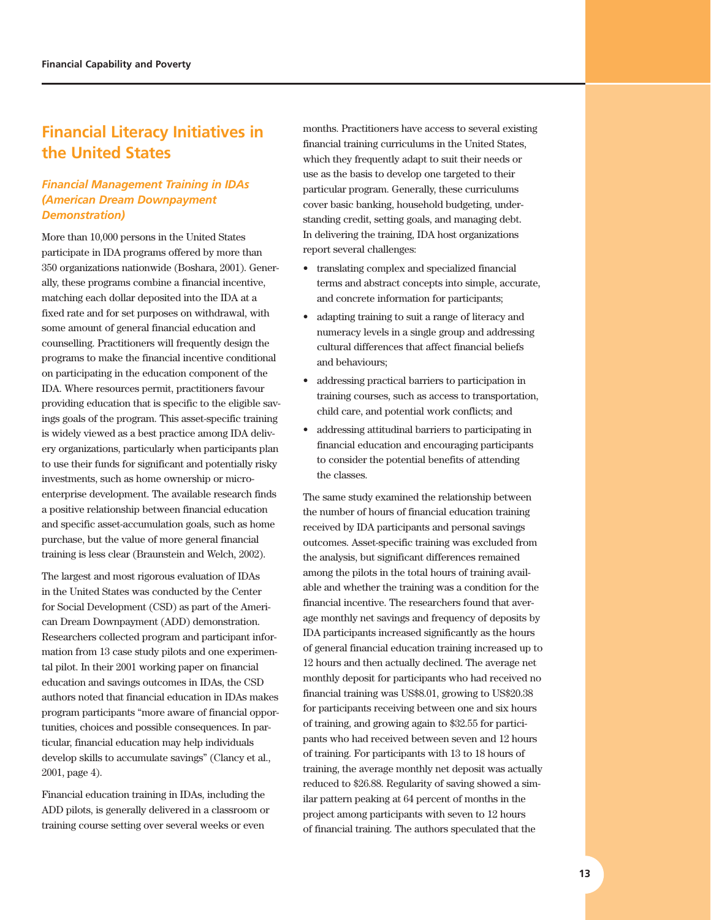## Financial Literacy Initiatives in the United States

### *Financial Management Training in IDAs (American Dream Downpayment Demonstration)*

More than 10,000 persons in the United States participate in IDA programs offered by more than 350 organizations nationwide (Boshara, 2001). Generally, these programs combine a financial incentive, matching each dollar deposited into the IDA at a fixed rate and for set purposes on withdrawal, with some amount of general financial education and counselling. Practitioners will frequently design the programs to make the financial incentive conditional on participating in the education component of the IDA. Where resources permit, practitioners favour providing education that is specific to the eligible savings goals of the program. This asset-specific training is widely viewed as a best practice among IDA delivery organizations, particularly when participants plan to use their funds for significant and potentially risky investments, such as home ownership or micro-enterprise development. The available research finds a positive relationship between financial education and specific asset-accumulation goals, such as home purchase, but the value of more general financial training is less clear (Braunstein and Welch, 2002).

The largest and most rigorous evaluation of IDAs in the United States was conducted by the Center for Social Development (CSD) as part of the American Dream Downpayment (ADD) demonstration. Researchers collected program and participant information from 13 case study pilots and one experimental pilot. In their 2001 working paper on financial education and savings outcomes in IDAs, the CSD authors noted that financial education in IDAs makes program participants "more aware of financial opportunities, choices and possible consequences. In particular, financial education may help individuals develop skills to accumulate savings" (Clancy et al., 2001, page 4).

Financial education training in IDAs, including the ADD pilots, is generally delivered in a classroom or training course setting over several weeks or even months. Practitioners have access to several existing financial training curriculums in the United States, which they frequently adapt to suit their needs or use as the basis to develop one targeted to their particular program. Generally, these curriculums cover basic banking, household budgeting, understanding credit, setting goals, and managing debt. In delivering the training, IDA host organizations report several challenges:

- translating complex and specialized financial terms and abstract concepts into simple, accurate, and concrete information for participants;
- adapting training to suit a range of literacy and numeracy levels in a single group and addressing cultural differences that affect financial beliefs and behaviours;
- addressing practical barriers to participation in training courses, such as access to transportation, child care, and potential work conflicts; and
- addressing attitudinal barriers to participating in financial education and encouraging participants to consider the potential benefits of attending the classes.

The same study examined the relationship between the number of hours of financial education training received by IDA participants and personal savings outcomes. Asset-specific training was excluded from the analysis, but significant differences remained among the pilots in the total hours of training available and whether the training was a condition for the financial incentive. The researchers found that average monthly net savings and frequency of deposits by IDA participants increased significantly as the hours of general financial education training increased up to 12 hours and then actually declined. The average net monthly deposit for participants who had received no financial training was US$8.01, growing to US$20.38 for participants receiving between one and six hours of training, and growing again to $32.55 for participants who had received between seven and 12 hours of training. For participants with 13 to 18 hours of training, the average monthly net deposit was actually reduced to $26.88. Regularity of saving showed a similar pattern peaking at 64 percent of months in the project among participants with seven to 12 hours of financial training. The authors speculated that the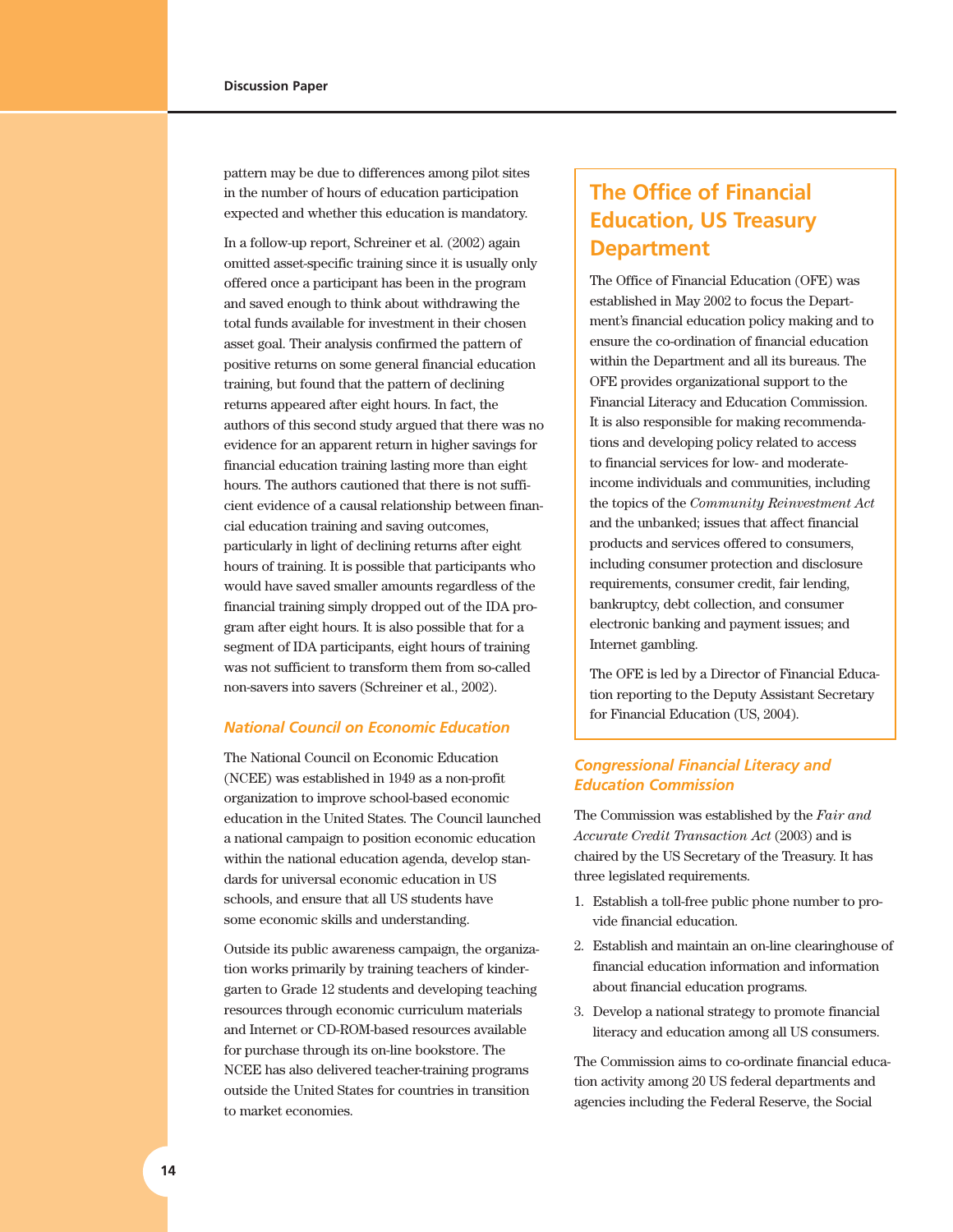pattern may be due to differences among pilot sites in the number of hours of education participation expected and whether this education is mandatory.

In a follow-up report, Schreiner et al. (2002) again omitted asset-specific training since it is usually only offered once a participant has been in the program and saved enough to think about withdrawing the total funds available for investment in their chosen asset goal. Their analysis confirmed the pattern of positive returns on some general financial education training, but found that the pattern of declining returns appeared after eight hours. In fact, the authors of this second study argued that there was no evidence for an apparent return in higher savings for financial education training lasting more than eight hours. The authors cautioned that there is not sufficient evidence of a causal relationship between financial education training and saving outcomes, particularly in light of declining returns after eight hours of training. It is possible that participants who would have saved smaller amounts regardless of the financial training simply dropped out of the IDA program after eight hours. It is also possible that for a segment of IDA participants, eight hours of training was not sufficient to transform them from so-called non-savers into savers (Schreiner et al., 2002).

### *National Council on Economic Education*

The National Council on Economic Education (NCEE) was established in 1949 as a non-profit organization to improve school-based economic education in the United States. The Council launched a national campaign to position economic education within the national education agenda, develop standards for universal economic education in US schools, and ensure that all US students have some economic skills and understanding.

Outside its public awareness campaign, the organization works primarily by training teachers of kindergarten to Grade 12 students and developing teaching resources through economic curriculum materials and Internet or CD-ROM-based resources available for purchase through its on-line bookstore. The NCEE has also delivered teacher-training programs outside the United States for countries in transition to market economies.

## The Office of Financial Education, US Treasury Department

The Office of Financial Education (OFE) was established in May 2002 to focus the Department's financial education policy making and to ensure the co-ordination of financial education within the Department and all its bureaus. The OFE provides organizational support to the Financial Literacy and Education Commission. It is also responsible for making recommendations and developing policy related to access to financial services for low- and moderate-income individuals and communities, including the topics of the *Community Reinvestment Act* and the unbanked; issues that affect financial products and services offered to consumers, including consumer protection and disclosure requirements, consumer credit, fair lending, bankruptcy, debt collection, and consumer electronic banking and payment issues; and Internet gambling.

The OFE is led by a Director of Financial Education reporting to the Deputy Assistant Secretary for Financial Education (US, 2004).

### *Congressional Financial Literacy and Education Commission*

The Commission was established by the *Fair and Accurate Credit Transaction Act* (2003) and is chaired by the US Secretary of the Treasury. It has three legislated requirements.

1. Establish a toll-free public phone number to provide financial education.
2. Establish and maintain an on-line clearinghouse of financial education information and information about financial education programs.
3. Develop a national strategy to promote financial literacy and education among all US consumers.

The Commission aims to co-ordinate financial education activity among 20 US federal departments and agencies including the Federal Reserve, the Social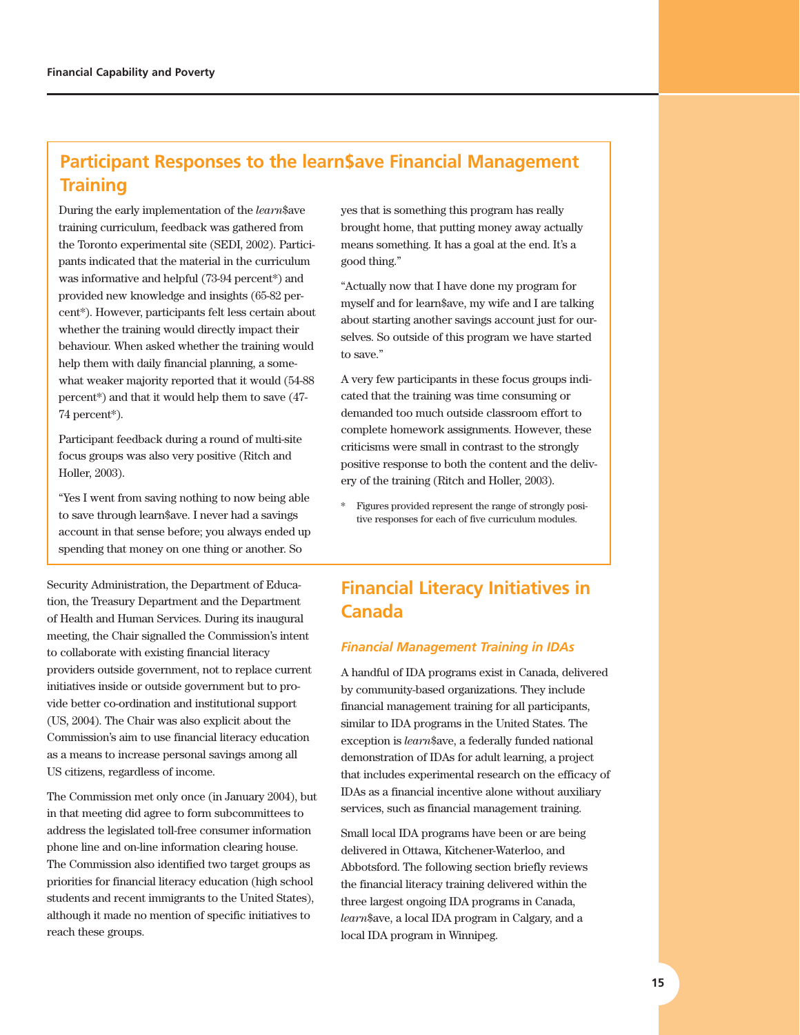## Participant Responses to the learn$ave Financial Management Training

During the early implementation of the *learn*$ave training curriculum, feedback was gathered from the Toronto experimental site (SEDI, 2002). Participants indicated that the material in the curriculum was informative and helpful (73-94 percent*) and provided new knowledge and insights (65-82 percent*). However, participants felt less certain about whether the training would directly impact their behaviour. When asked whether the training would help them with daily financial planning, a somewhat weaker majority reported that it would (54-88 percent*) and that it would help them to save (47-74 percent*).

Participant feedback during a round of multi-site focus groups was also very positive (Ritch and Holler, 2003).

"Yes I went from saving nothing to now being able to save through learn$ave. I never had a savings account in that sense before; you always ended up spending that money on one thing or another. So yes that is something this program has really brought home, that putting money away actually means something. It has a goal at the end. It's a good thing."

"Actually now that I have done my program for myself and for learn$ave, my wife and I are talking about starting another savings account just for ourselves. So outside of this program we have started to save."

A very few participants in these focus groups indicated that the training was time consuming or demanded too much outside classroom effort to complete homework assignments. However, these criticisms were small in contrast to the strongly positive response to both the content and the delivery of the training (Ritch and Holler, 2003).

\* Figures provided represent the range of strongly positive responses for each of five curriculum modules.

Security Administration, the Department of Education, the Treasury Department and the Department of Health and Human Services. During its inaugural meeting, the Chair signalled the Commission's intent to collaborate with existing financial literacy providers outside government, not to replace current initiatives inside or outside government but to provide better co-ordination and institutional support (US, 2004). The Chair was also explicit about the Commission's aim to use financial literacy education as a means to increase personal savings among all US citizens, regardless of income.

The Commission met only once (in January 2004), but in that meeting did agree to form subcommittees to address the legislated toll-free consumer information phone line and on-line information clearing house. The Commission also identified two target groups as priorities for financial literacy education (high school students and recent immigrants to the United States), although it made no mention of specific initiatives to reach these groups.

## Financial Literacy Initiatives in Canada

### *Financial Management Training in IDAs*

A handful of IDA programs exist in Canada, delivered by community-based organizations. They include financial management training for all participants, similar to IDA programs in the United States. The exception is *learn*$ave, a federally funded national demonstration of IDAs for adult learning, a project that includes experimental research on the efficacy of IDAs as a financial incentive alone without auxiliary services, such as financial management training.

Small local IDA programs have been or are being delivered in Ottawa, Kitchener-Waterloo, and Abbotsford. The following section briefly reviews the financial literacy training delivered within the three largest ongoing IDA programs in Canada, *learn*$ave, a local IDA program in Calgary, and a local IDA program in Winnipeg.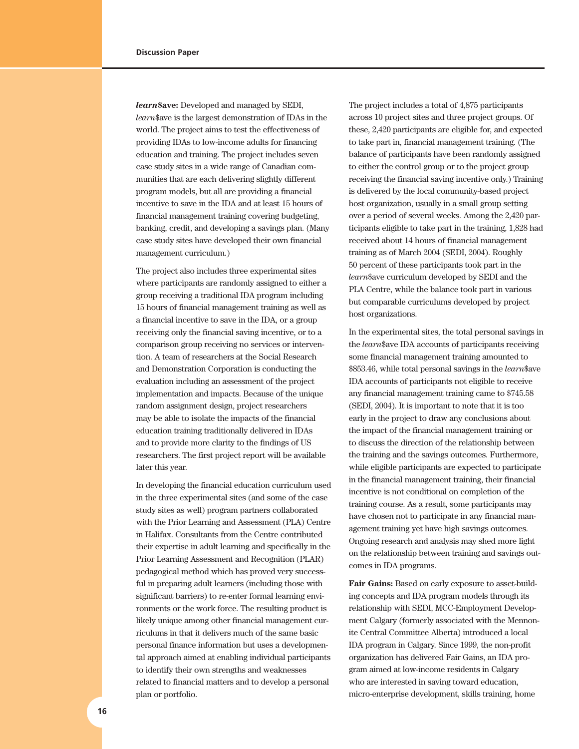***learn*$ave:** Developed and managed by SEDI, *learn*$ave is the largest demonstration of IDAs in the world. The project aims to test the effectiveness of providing IDAs to low-income adults for financing education and training. The project includes seven case study sites in a wide range of Canadian communities that are each delivering slightly different program models, but all are providing a financial incentive to save in the IDA and at least 15 hours of financial management training covering budgeting, banking, credit, and developing a savings plan. (Many case study sites have developed their own financial management curriculum.)

The project also includes three experimental sites where participants are randomly assigned to either a group receiving a traditional IDA program including 15 hours of financial management training as well as a financial incentive to save in the IDA, or a group receiving only the financial saving incentive, or to a comparison group receiving no services or intervention. A team of researchers at the Social Research and Demonstration Corporation is conducting the evaluation including an assessment of the project implementation and impacts. Because of the unique random assignment design, project researchers may be able to isolate the impacts of the financial education training traditionally delivered in IDAs and to provide more clarity to the findings of US researchers. The first project report will be available later this year.

In developing the financial education curriculum used in the three experimental sites (and some of the case study sites as well) program partners collaborated with the Prior Learning and Assessment (PLA) Centre in Halifax. Consultants from the Centre contributed their expertise in adult learning and specifically in the Prior Learning Assessment and Recognition (PLAR) pedagogical method which has proved very successful in preparing adult learners (including those with significant barriers) to re-enter formal learning environments or the work force. The resulting product is likely unique among other financial management curriculums in that it delivers much of the same basic personal finance information but uses a developmental approach aimed at enabling individual participants to identify their own strengths and weaknesses related to financial matters and to develop a personal plan or portfolio.

The project includes a total of 4,875 participants across 10 project sites and three project groups. Of these, 2,420 participants are eligible for, and expected to take part in, financial management training. (The balance of participants have been randomly assigned to either the control group or to the project group receiving the financial saving incentive only.) Training is delivered by the local community-based project host organization, usually in a small group setting over a period of several weeks. Among the 2,420 participants eligible to take part in the training, 1,828 had received about 14 hours of financial management training as of March 2004 (SEDI, 2004). Roughly 50 percent of these participants took part in the *learn*$ave curriculum developed by SEDI and the PLA Centre, while the balance took part in various but comparable curriculums developed by project host organizations.

In the experimental sites, the total personal savings in the *learn*$ave IDA accounts of participants receiving some financial management training amounted to $853.46, while total personal savings in the *learn*$ave IDA accounts of participants not eligible to receive any financial management training came to $745.58 (SEDI, 2004). It is important to note that it is too early in the project to draw any conclusions about the impact of the financial management training or to discuss the direction of the relationship between the training and the savings outcomes. Furthermore, while eligible participants are expected to participate in the financial management training, their financial incentive is not conditional on completion of the training course. As a result, some participants may have chosen not to participate in any financial management training yet have high savings outcomes. Ongoing research and analysis may shed more light on the relationship between training and savings outcomes in IDA programs.

**Fair Gains:** Based on early exposure to asset-building concepts and IDA program models through its relationship with SEDI, MCC-Employment Development Calgary (formerly associated with the Mennonite Central Committee Alberta) introduced a local IDA program in Calgary. Since 1999, the non-profit organization has delivered Fair Gains, an IDA program aimed at low-income residents in Calgary who are interested in saving toward education, micro-enterprise development, skills training, home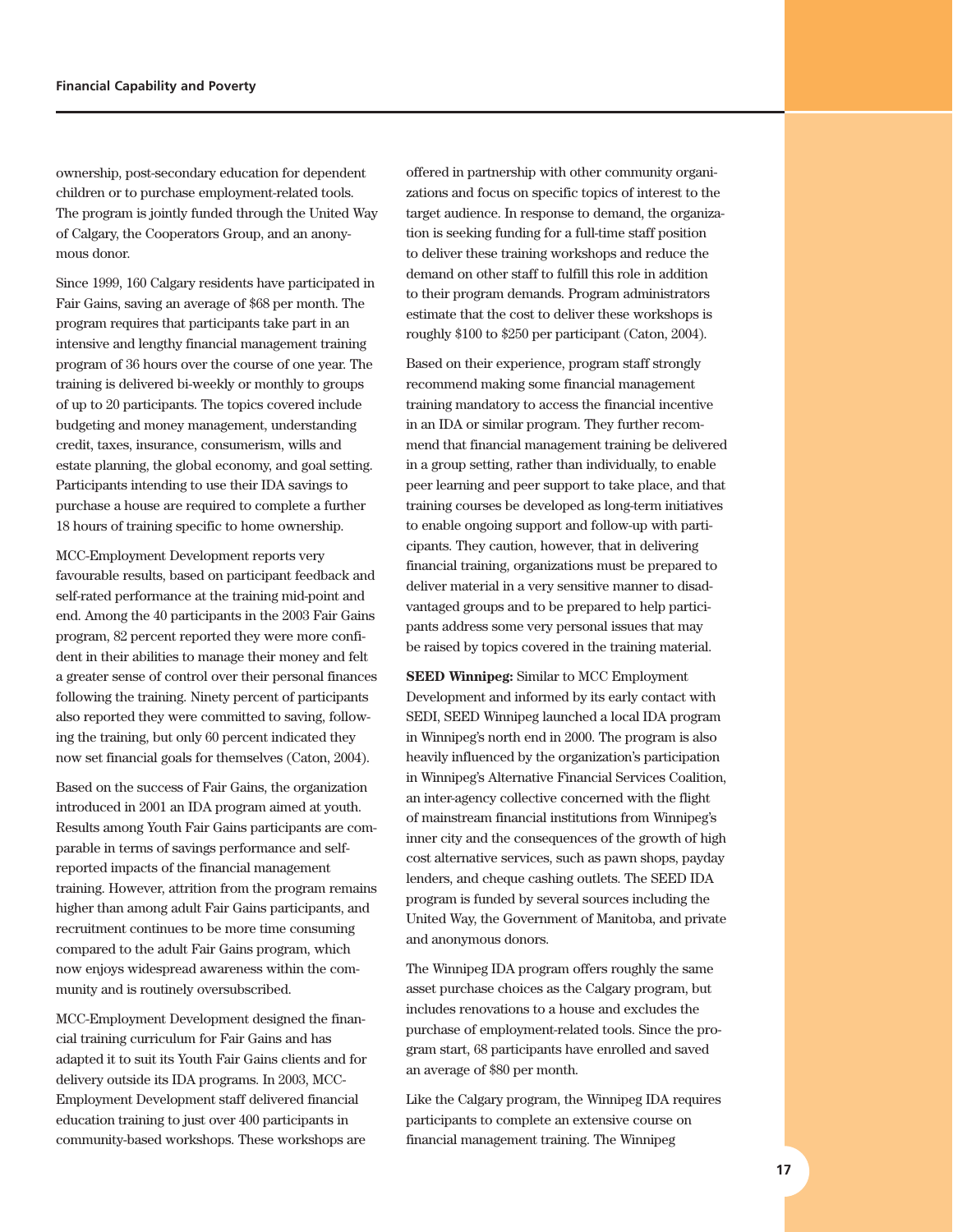ownership, post-secondary education for dependent children or to purchase employment-related tools. The program is jointly funded through the United Way of Calgary, the Cooperators Group, and an anonymous donor.

Since 1999, 160 Calgary residents have participated in Fair Gains, saving an average of $68 per month. The program requires that participants take part in an intensive and lengthy financial management training program of 36 hours over the course of one year. The training is delivered bi-weekly or monthly to groups of up to 20 participants. The topics covered include budgeting and money management, understanding credit, taxes, insurance, consumerism, wills and estate planning, the global economy, and goal setting. Participants intending to use their IDA savings to purchase a house are required to complete a further 18 hours of training specific to home ownership.

MCC-Employment Development reports very favourable results, based on participant feedback and self-rated performance at the training mid-point and end. Among the 40 participants in the 2003 Fair Gains program, 82 percent reported they were more confident in their abilities to manage their money and felt a greater sense of control over their personal finances following the training. Ninety percent of participants also reported they were committed to saving, following the training, but only 60 percent indicated they now set financial goals for themselves (Caton, 2004).

Based on the success of Fair Gains, the organization introduced in 2001 an IDA program aimed at youth. Results among Youth Fair Gains participants are comparable in terms of savings performance and self-reported impacts of the financial management training. However, attrition from the program remains higher than among adult Fair Gains participants, and recruitment continues to be more time consuming compared to the adult Fair Gains program, which now enjoys widespread awareness within the community and is routinely oversubscribed.

MCC-Employment Development designed the financial training curriculum for Fair Gains and has adapted it to suit its Youth Fair Gains clients and for delivery outside its IDA programs. In 2003, MCC-Employment Development staff delivered financial education training to just over 400 participants in community-based workshops. These workshops are offered in partnership with other community organizations and focus on specific topics of interest to the target audience. In response to demand, the organization is seeking funding for a full-time staff position to deliver these training workshops and reduce the demand on other staff to fulfill this role in addition to their program demands. Program administrators estimate that the cost to deliver these workshops is roughly $100 to $250 per participant (Caton, 2004).

Based on their experience, program staff strongly recommend making some financial management training mandatory to access the financial incentive in an IDA or similar program. They further recommend that financial management training be delivered in a group setting, rather than individually, to enable peer learning and peer support to take place, and that training courses be developed as long-term initiatives to enable ongoing support and follow-up with participants. They caution, however, that in delivering financial training, organizations must be prepared to deliver material in a very sensitive manner to disadvantaged groups and to be prepared to help participants address some very personal issues that may be raised by topics covered in the training material.

**SEED Winnipeg:** Similar to MCC Employment Development and informed by its early contact with SEDI, SEED Winnipeg launched a local IDA program in Winnipeg's north end in 2000. The program is also heavily influenced by the organization's participation in Winnipeg's Alternative Financial Services Coalition, an inter-agency collective concerned with the flight of mainstream financial institutions from Winnipeg's inner city and the consequences of the growth of high cost alternative services, such as pawn shops, payday lenders, and cheque cashing outlets. The SEED IDA program is funded by several sources including the United Way, the Government of Manitoba, and private and anonymous donors.

The Winnipeg IDA program offers roughly the same asset purchase choices as the Calgary program, but includes renovations to a house and excludes the purchase of employment-related tools. Since the program start, 68 participants have enrolled and saved an average of $80 per month.

Like the Calgary program, the Winnipeg IDA requires participants to complete an extensive course on financial management training. The Winnipeg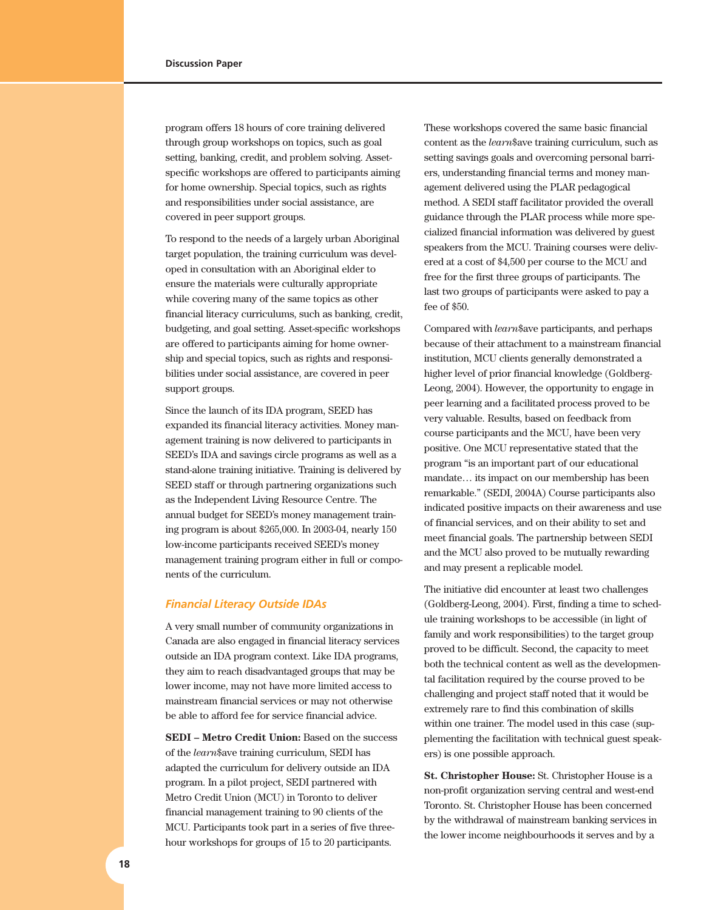program offers 18 hours of core training delivered through group workshops on topics, such as goal setting, banking, credit, and problem solving. Asset-specific workshops are offered to participants aiming for home ownership. Special topics, such as rights and responsibilities under social assistance, are covered in peer support groups.

To respond to the needs of a largely urban Aboriginal target population, the training curriculum was developed in consultation with an Aboriginal elder to ensure the materials were culturally appropriate while covering many of the same topics as other financial literacy curriculums, such as banking, credit, budgeting, and goal setting. Asset-specific workshops are offered to participants aiming for home ownership and special topics, such as rights and responsibilities under social assistance, are covered in peer support groups.

Since the launch of its IDA program, SEED has expanded its financial literacy activities. Money management training is now delivered to participants in SEED's IDA and savings circle programs as well as a stand-alone training initiative. Training is delivered by SEED staff or through partnering organizations such as the Independent Living Resource Centre. The annual budget for SEED's money management training program is about $265,000. In 2003-04, nearly 150 low-income participants received SEED's money management training program either in full or components of the curriculum.

### *Financial Literacy Outside IDAs*

A very small number of community organizations in Canada are also engaged in financial literacy services outside an IDA program context. Like IDA programs, they aim to reach disadvantaged groups that may be lower income, may not have more limited access to mainstream financial services or may not otherwise be able to afford fee for service financial advice.

**SEDI – Metro Credit Union:** Based on the success of the *learn*$ave training curriculum, SEDI has adapted the curriculum for delivery outside an IDA program. In a pilot project, SEDI partnered with Metro Credit Union (MCU) in Toronto to deliver financial management training to 90 clients of the MCU. Participants took part in a series of five three-hour workshops for groups of 15 to 20 participants. These workshops covered the same basic financial content as the *learn*$ave training curriculum, such as setting savings goals and overcoming personal barriers, understanding financial terms and money management delivered using the PLAR pedagogical method. A SEDI staff facilitator provided the overall guidance through the PLAR process while more specialized financial information was delivered by guest speakers from the MCU. Training courses were delivered at a cost of $4,500 per course to the MCU and free for the first three groups of participants. The last two groups of participants were asked to pay a fee of $50.

Compared with *learn*$ave participants, and perhaps because of their attachment to a mainstream financial institution, MCU clients generally demonstrated a higher level of prior financial knowledge (Goldberg-Leong, 2004). However, the opportunity to engage in peer learning and a facilitated process proved to be very valuable. Results, based on feedback from course participants and the MCU, have been very positive. One MCU representative stated that the program "is an important part of our educational mandate… its impact on our membership has been remarkable." (SEDI, 2004A) Course participants also indicated positive impacts on their awareness and use of financial services, and on their ability to set and meet financial goals. The partnership between SEDI and the MCU also proved to be mutually rewarding and may present a replicable model.

The initiative did encounter at least two challenges (Goldberg-Leong, 2004). First, finding a time to schedule training workshops to be accessible (in light of family and work responsibilities) to the target group proved to be difficult. Second, the capacity to meet both the technical content as well as the developmental facilitation required by the course proved to be challenging and project staff noted that it would be extremely rare to find this combination of skills within one trainer. The model used in this case (supplementing the facilitation with technical guest speakers) is one possible approach.

**St. Christopher House:** St. Christopher House is a non-profit organization serving central and west-end Toronto. St. Christopher House has been concerned by the withdrawal of mainstream banking services in the lower income neighbourhoods it serves and by a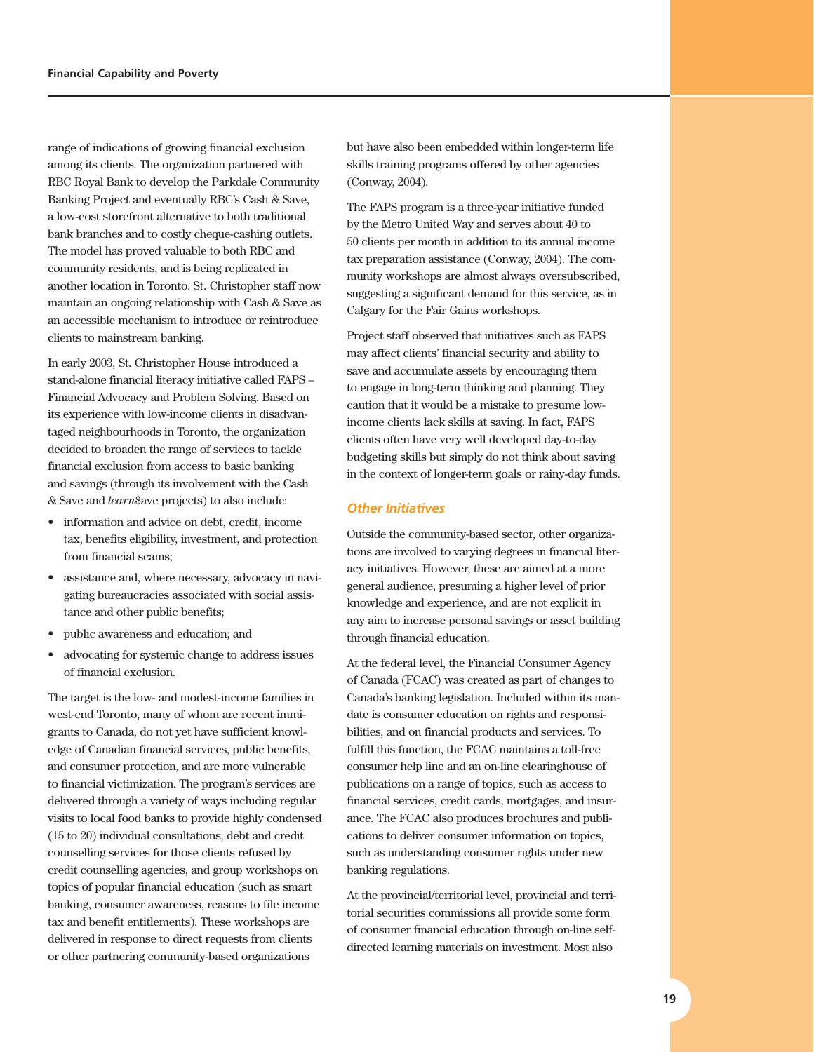range of indications of growing financial exclusion among its clients. The organization partnered with RBC Royal Bank to develop the Parkdale Community Banking Project and eventually RBC's Cash & Save, a low-cost storefront alternative to both traditional bank branches and to costly cheque-cashing outlets. The model has proved valuable to both RBC and community residents, and is being replicated in another location in Toronto. St. Christopher staff now maintain an ongoing relationship with Cash & Save as an accessible mechanism to introduce or reintroduce clients to mainstream banking.

In early 2003, St. Christopher House introduced a stand-alone financial literacy initiative called FAPS – Financial Advocacy and Problem Solving. Based on its experience with low-income clients in disadvantaged neighbourhoods in Toronto, the organization decided to broaden the range of services to tackle financial exclusion from access to basic banking and savings (through its involvement with the Cash & Save and *learn*$ave projects) to also include:

- information and advice on debt, credit, income tax, benefits eligibility, investment, and protection from financial scams;
- assistance and, where necessary, advocacy in navigating bureaucracies associated with social assistance and other public benefits;
- public awareness and education; and
- advocating for systemic change to address issues of financial exclusion.

The target is the low- and modest-income families in west-end Toronto, many of whom are recent immigrants to Canada, do not yet have sufficient knowledge of Canadian financial services, public benefits, and consumer protection, and are more vulnerable to financial victimization. The program's services are delivered through a variety of ways including regular visits to local food banks to provide highly condensed (15 to 20) individual consultations, debt and credit counselling services for those clients refused by credit counselling agencies, and group workshops on topics of popular financial education (such as smart banking, consumer awareness, reasons to file income tax and benefit entitlements). These workshops are delivered in response to direct requests from clients or other partnering community-based organizations but have also been embedded within longer-term life skills training programs offered by other agencies (Conway, 2004).

The FAPS program is a three-year initiative funded by the Metro United Way and serves about 40 to 50 clients per month in addition to its annual income tax preparation assistance (Conway, 2004). The community workshops are almost always oversubscribed, suggesting a significant demand for this service, as in Calgary for the Fair Gains workshops.

Project staff observed that initiatives such as FAPS may affect clients' financial security and ability to save and accumulate assets by encouraging them to engage in long-term thinking and planning. They caution that it would be a mistake to presume low-income clients lack skills at saving. In fact, FAPS clients often have very well developed day-to-day budgeting skills but simply do not think about saving in the context of longer-term goals or rainy-day funds.

### *Other Initiatives*

Outside the community-based sector, other organizations are involved to varying degrees in financial literacy initiatives. However, these are aimed at a more general audience, presuming a higher level of prior knowledge and experience, and are not explicit in any aim to increase personal savings or asset building through financial education.

At the federal level, the Financial Consumer Agency of Canada (FCAC) was created as part of changes to Canada's banking legislation. Included within its mandate is consumer education on rights and responsibilities, and on financial products and services. To fulfill this function, the FCAC maintains a toll-free consumer help line and an on-line clearinghouse of publications on a range of topics, such as access to financial services, credit cards, mortgages, and insurance. The FCAC also produces brochures and publications to deliver consumer information on topics, such as understanding consumer rights under new banking regulations.

At the provincial/territorial level, provincial and territorial securities commissions all provide some form of consumer financial education through on-line self-directed learning materials on investment. Most also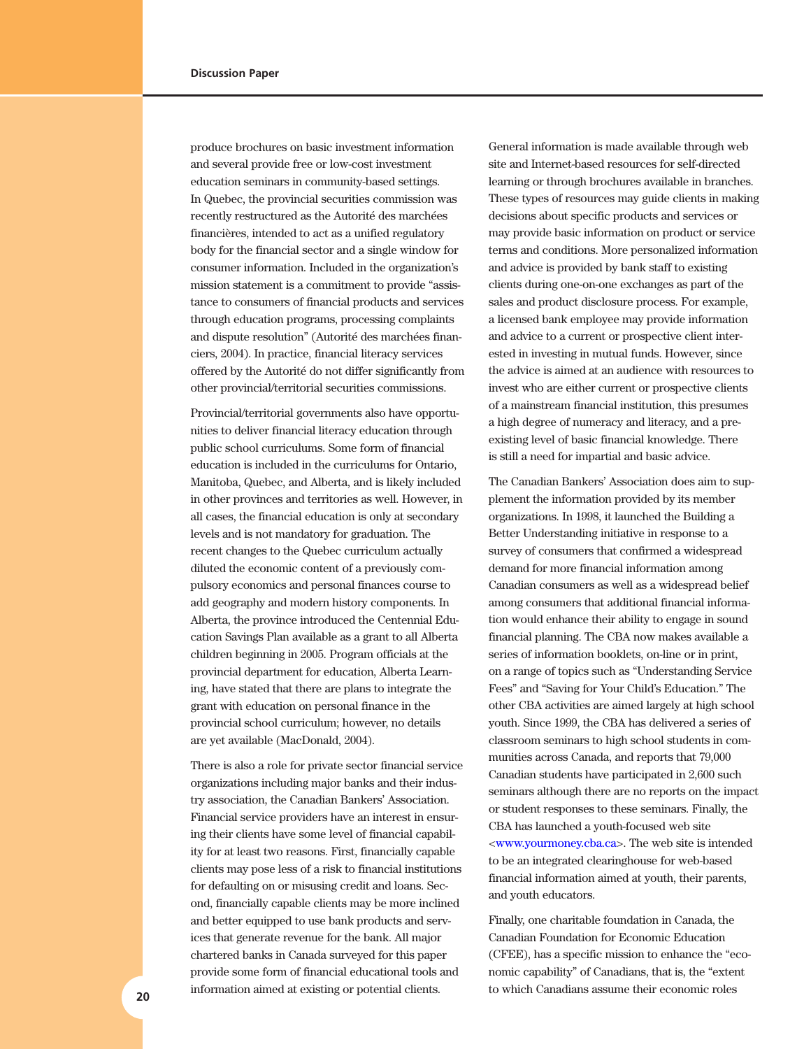produce brochures on basic investment information and several provide free or low-cost investment education seminars in community-based settings. In Quebec, the provincial securities commission was recently restructured as the Autorité des marchées financières, intended to act as a unified regulatory body for the financial sector and a single window for consumer information. Included in the organization's mission statement is a commitment to provide "assistance to consumers of financial products and services through education programs, processing complaints and dispute resolution" (Autorité des marchées financiers, 2004). In practice, financial literacy services offered by the Autorité do not differ significantly from other provincial/territorial securities commissions.

Provincial/territorial governments also have opportunities to deliver financial literacy education through public school curriculums. Some form of financial education is included in the curriculums for Ontario, Manitoba, Quebec, and Alberta, and is likely included in other provinces and territories as well. However, in all cases, the financial education is only at secondary levels and is not mandatory for graduation. The recent changes to the Quebec curriculum actually diluted the economic content of a previously compulsory economics and personal finances course to add geography and modern history components. In Alberta, the province introduced the Centennial Education Savings Plan available as a grant to all Alberta children beginning in 2005. Program officials at the provincial department for education, Alberta Learning, have stated that there are plans to integrate the grant with education on personal finance in the provincial school curriculum; however, no details are yet available (MacDonald, 2004).

There is also a role for private sector financial service organizations including major banks and their industry association, the Canadian Bankers' Association. Financial service providers have an interest in ensuring their clients have some level of financial capability for at least two reasons. First, financially capable clients may pose less of a risk to financial institutions for defaulting on or misusing credit and loans. Second, financially capable clients may be more inclined and better equipped to use bank products and services that generate revenue for the bank. All major chartered banks in Canada surveyed for this paper provide some form of financial educational tools and information aimed at existing or potential clients.

General information is made available through web site and Internet-based resources for self-directed learning or through brochures available in branches. These types of resources may guide clients in making decisions about specific products and services or may provide basic information on product or service terms and conditions. More personalized information and advice is provided by bank staff to existing clients during one-on-one exchanges as part of the sales and product disclosure process. For example, a licensed bank employee may provide information and advice to a current or prospective client interested in investing in mutual funds. However, since the advice is aimed at an audience with resources to invest who are either current or prospective clients of a mainstream financial institution, this presumes a high degree of numeracy and literacy, and a pre-existing level of basic financial knowledge. There is still a need for impartial and basic advice.

The Canadian Bankers' Association does aim to supplement the information provided by its member organizations. In 1998, it launched the Building a Better Understanding initiative in response to a survey of consumers that confirmed a widespread demand for more financial information among Canadian consumers as well as a widespread belief among consumers that additional financial information would enhance their ability to engage in sound financial planning. The CBA now makes available a series of information booklets, on-line or in print, on a range of topics such as "Understanding Service Fees" and "Saving for Your Child's Education." The other CBA activities are aimed largely at high school youth. Since 1999, the CBA has delivered a series of classroom seminars to high school students in communities across Canada, and reports that 79,000 Canadian students have participated in 2,600 such seminars although there are no reports on the impact or student responses to these seminars. Finally, the CBA has launched a youth-focused web site <www.yourmoney.cba.ca>. The web site is intended to be an integrated clearinghouse for web-based financial information aimed at youth, their parents, and youth educators.

Finally, one charitable foundation in Canada, the Canadian Foundation for Economic Education (CFEE), has a specific mission to enhance the "economic capability" of Canadians, that is, the "extent to which Canadians assume their economic roles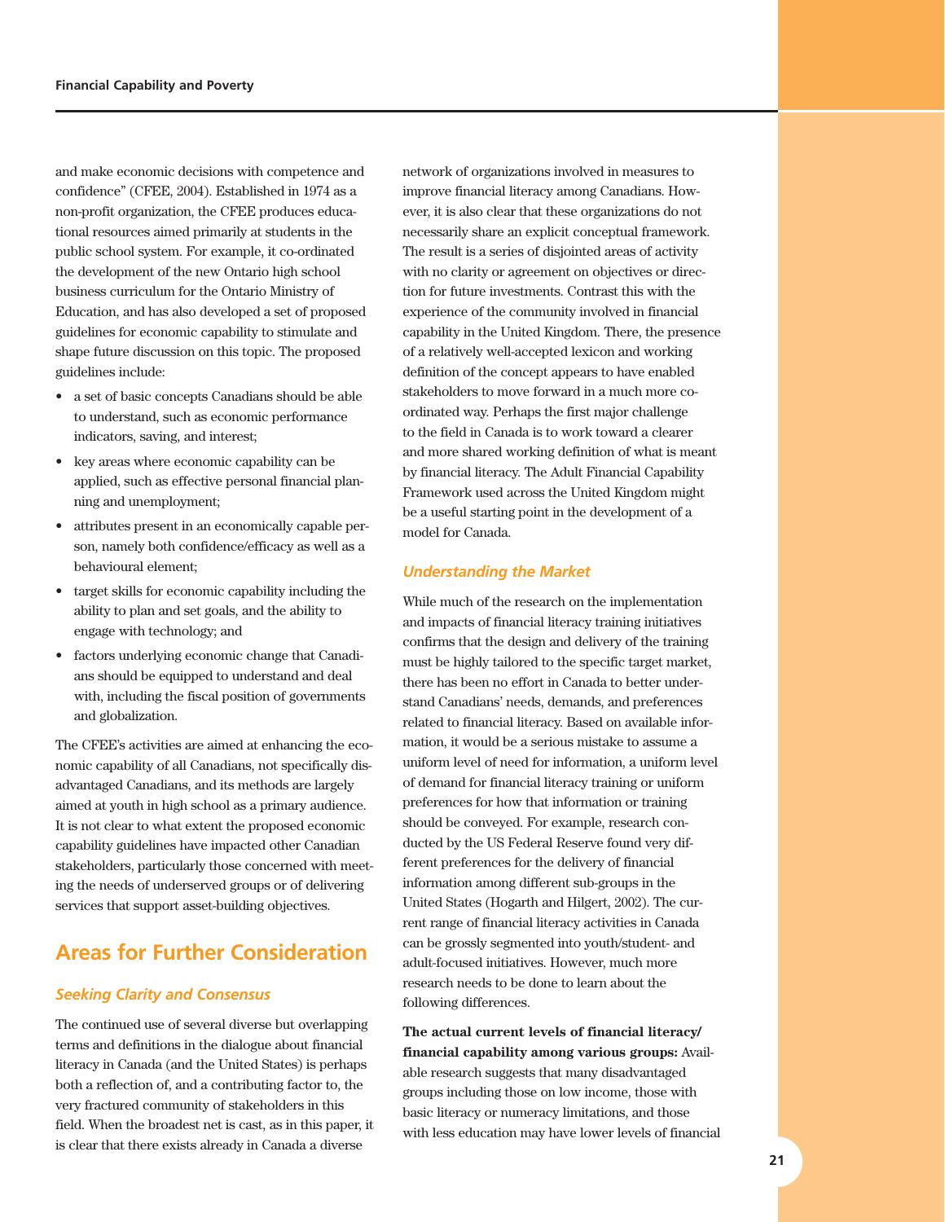and make economic decisions with competence and confidence" (CFEE, 2004). Established in 1974 as a non-profit organization, the CFEE produces educational resources aimed primarily at students in the public school system. For example, it co-ordinated the development of the new Ontario high school business curriculum for the Ontario Ministry of Education, and has also developed a set of proposed guidelines for economic capability to stimulate and shape future discussion on this topic. The proposed guidelines include:

- a set of basic concepts Canadians should be able to understand, such as economic performance indicators, saving, and interest;
- key areas where economic capability can be applied, such as effective personal financial planning and unemployment;
- attributes present in an economically capable person, namely both confidence/efficacy as well as a behavioural element;
- target skills for economic capability including the ability to plan and set goals, and the ability to engage with technology; and
- factors underlying economic change that Canadians should be equipped to understand and deal with, including the fiscal position of governments and globalization.

The CFEE's activities are aimed at enhancing the economic capability of all Canadians, not specifically disadvantaged Canadians, and its methods are largely aimed at youth in high school as a primary audience. It is not clear to what extent the proposed economic capability guidelines have impacted other Canadian stakeholders, particularly those concerned with meeting the needs of underserved groups or of delivering services that support asset-building objectives.

## Areas for Further Consideration

### *Seeking Clarity and Consensus*

The continued use of several diverse but overlapping terms and definitions in the dialogue about financial literacy in Canada (and the United States) is perhaps both a reflection of, and a contributing factor to, the very fractured community of stakeholders in this field. When the broadest net is cast, as in this paper, it is clear that there exists already in Canada a diverse network of organizations involved in measures to improve financial literacy among Canadians. However, it is also clear that these organizations do not necessarily share an explicit conceptual framework. The result is a series of disjointed areas of activity with no clarity or agreement on objectives or direction for future investments. Contrast this with the experience of the community involved in financial capability in the United Kingdom. There, the presence of a relatively well-accepted lexicon and working definition of the concept appears to have enabled stakeholders to move forward in a much more co-ordinated way. Perhaps the first major challenge to the field in Canada is to work toward a clearer and more shared working definition of what is meant by financial literacy. The Adult Financial Capability Framework used across the United Kingdom might be a useful starting point in the development of a model for Canada.

### *Understanding the Market*

While much of the research on the implementation and impacts of financial literacy training initiatives confirms that the design and delivery of the training must be highly tailored to the specific target market, there has been no effort in Canada to better understand Canadians' needs, demands, and preferences related to financial literacy. Based on available information, it would be a serious mistake to assume a uniform level of need for information, a uniform level of demand for financial literacy training or uniform preferences for how that information or training should be conveyed. For example, research conducted by the US Federal Reserve found very different preferences for the delivery of financial information among different sub-groups in the United States (Hogarth and Hilgert, 2002). The current range of financial literacy activities in Canada can be grossly segmented into youth/student- and adult-focused initiatives. However, much more research needs to be done to learn about the following differences.

**The actual current levels of financial literacy/ financial capability among various groups:** Available research suggests that many disadvantaged groups including those on low income, those with basic literacy or numeracy limitations, and those with less education may have lower levels of financial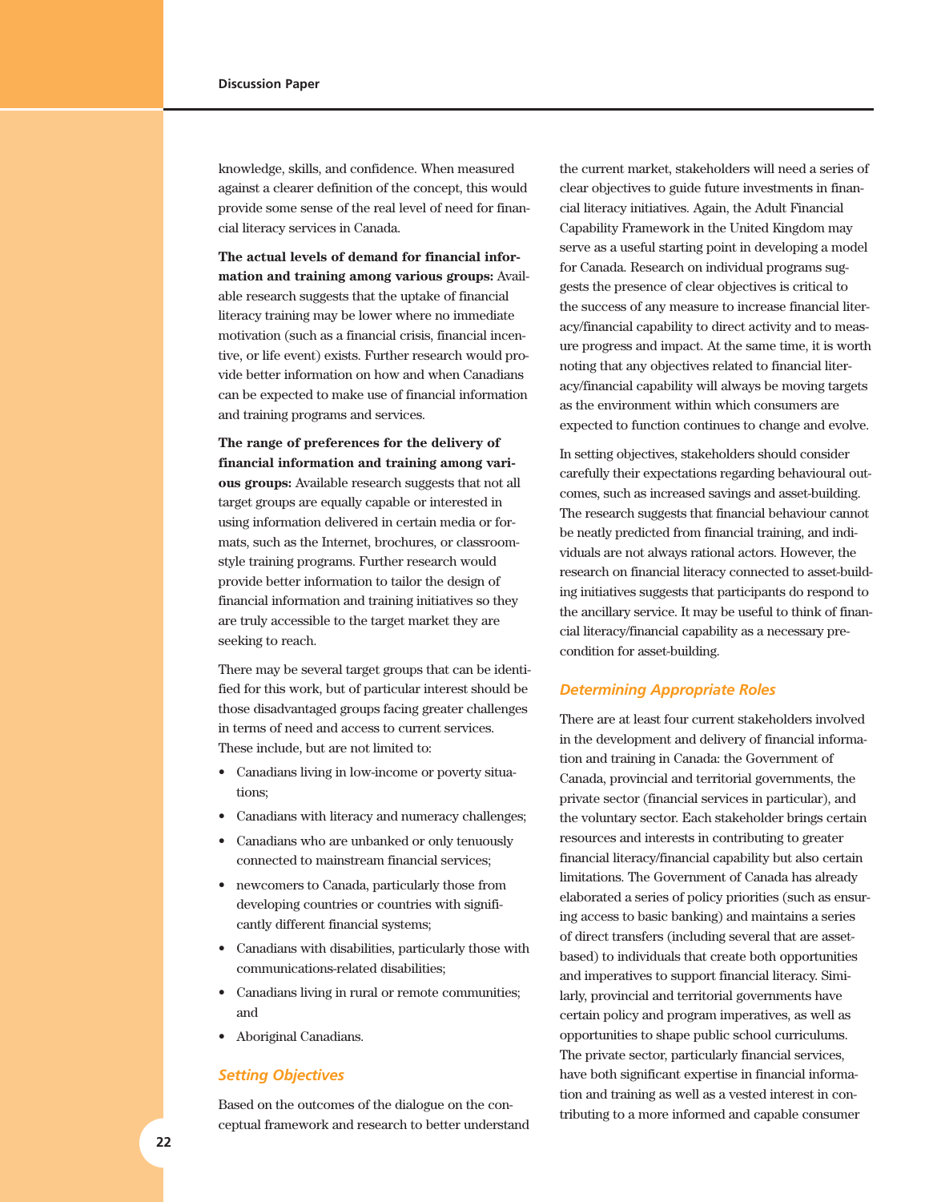knowledge, skills, and confidence. When measured against a clearer definition of the concept, this would provide some sense of the real level of need for financial literacy services in Canada.

**The actual levels of demand for financial information and training among various groups:** Available research suggests that the uptake of financial literacy training may be lower where no immediate motivation (such as a financial crisis, financial incentive, or life event) exists. Further research would provide better information on how and when Canadians can be expected to make use of financial information and training programs and services.

**The range of preferences for the delivery of financial information and training among various groups:** Available research suggests that not all target groups are equally capable or interested in using information delivered in certain media or formats, such as the Internet, brochures, or classroom-style training programs. Further research would provide better information to tailor the design of financial information and training initiatives so they are truly accessible to the target market they are seeking to reach.

There may be several target groups that can be identified for this work, but of particular interest should be those disadvantaged groups facing greater challenges in terms of need and access to current services. These include, but are not limited to:

- Canadians living in low-income or poverty situations;
- Canadians with literacy and numeracy challenges;
- Canadians who are unbanked or only tenuously connected to mainstream financial services;
- newcomers to Canada, particularly those from developing countries or countries with significantly different financial systems;
- Canadians with disabilities, particularly those with communications-related disabilities;
- Canadians living in rural or remote communities; and
- Aboriginal Canadians.

### *Setting Objectives*

Based on the outcomes of the dialogue on the conceptual framework and research to better understand the current market, stakeholders will need a series of clear objectives to guide future investments in financial literacy initiatives. Again, the Adult Financial Capability Framework in the United Kingdom may serve as a useful starting point in developing a model for Canada. Research on individual programs suggests the presence of clear objectives is critical to the success of any measure to increase financial literacy/financial capability to direct activity and to measure progress and impact. At the same time, it is worth noting that any objectives related to financial literacy/financial capability will always be moving targets as the environment within which consumers are expected to function continues to change and evolve.

In setting objectives, stakeholders should consider carefully their expectations regarding behavioural outcomes, such as increased savings and asset-building. The research suggests that financial behaviour cannot be neatly predicted from financial training, and individuals are not always rational actors. However, the research on financial literacy connected to asset-building initiatives suggests that participants do respond to the ancillary service. It may be useful to think of financial literacy/financial capability as a necessary precondition for asset-building.

### *Determining Appropriate Roles*

There are at least four current stakeholders involved in the development and delivery of financial information and training in Canada: the Government of Canada, provincial and territorial governments, the private sector (financial services in particular), and the voluntary sector. Each stakeholder brings certain resources and interests in contributing to greater financial literacy/financial capability but also certain limitations. The Government of Canada has already elaborated a series of policy priorities (such as ensuring access to basic banking) and maintains a series of direct transfers (including several that are asset-based) to individuals that create both opportunities and imperatives to support financial literacy. Similarly, provincial and territorial governments have certain policy and program imperatives, as well as opportunities to shape public school curriculums. The private sector, particularly financial services, have both significant expertise in financial information and training as well as a vested interest in contributing to a more informed and capable consumer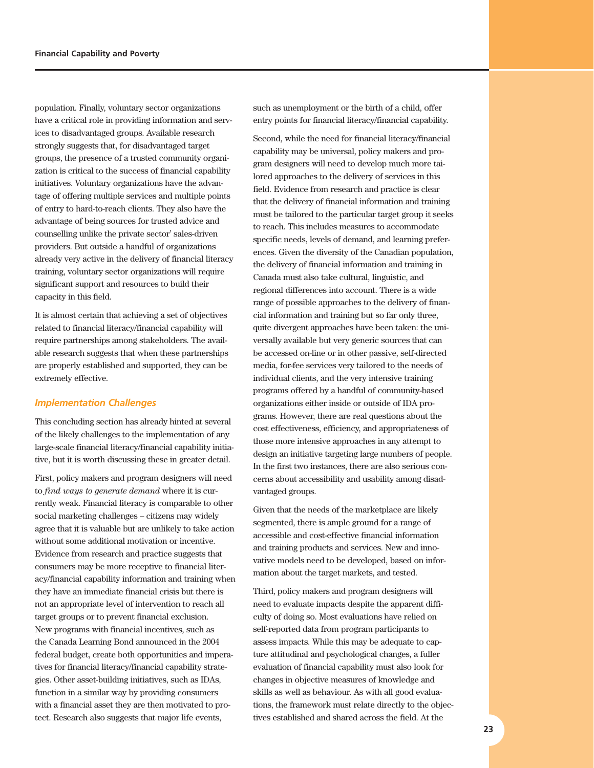population. Finally, voluntary sector organizations have a critical role in providing information and services to disadvantaged groups. Available research strongly suggests that, for disadvantaged target groups, the presence of a trusted community organization is critical to the success of financial capability initiatives. Voluntary organizations have the advantage of offering multiple services and multiple points of entry to hard-to-reach clients. They also have the advantage of being sources for trusted advice and counselling unlike the private sector' sales-driven providers. But outside a handful of organizations already very active in the delivery of financial literacy training, voluntary sector organizations will require significant support and resources to build their capacity in this field.

It is almost certain that achieving a set of objectives related to financial literacy/financial capability will require partnerships among stakeholders. The available research suggests that when these partnerships are properly established and supported, they can be extremely effective.

### *Implementation Challenges*

This concluding section has already hinted at several of the likely challenges to the implementation of any large-scale financial literacy/financial capability initiative, but it is worth discussing these in greater detail.

First, policy makers and program designers will need to *find ways to generate demand* where it is currently weak. Financial literacy is comparable to other social marketing challenges – citizens may widely agree that it is valuable but are unlikely to take action without some additional motivation or incentive. Evidence from research and practice suggests that consumers may be more receptive to financial literacy/financial capability information and training when they have an immediate financial crisis but there is not an appropriate level of intervention to reach all target groups or to prevent financial exclusion. New programs with financial incentives, such as the Canada Learning Bond announced in the 2004 federal budget, create both opportunities and imperatives for financial literacy/financial capability strategies. Other asset-building initiatives, such as IDAs, function in a similar way by providing consumers with a financial asset they are then motivated to protect. Research also suggests that major life events, such as unemployment or the birth of a child, offer entry points for financial literacy/financial capability.

Second, while the need for financial literacy/financial capability may be universal, policy makers and program designers will need to develop much more tailored approaches to the delivery of services in this field. Evidence from research and practice is clear that the delivery of financial information and training must be tailored to the particular target group it seeks to reach. This includes measures to accommodate specific needs, levels of demand, and learning preferences. Given the diversity of the Canadian population, the delivery of financial information and training in Canada must also take cultural, linguistic, and regional differences into account. There is a wide range of possible approaches to the delivery of financial information and training but so far only three, quite divergent approaches have been taken: the universally available but very generic sources that can be accessed on-line or in other passive, self-directed media, for-fee services very tailored to the needs of individual clients, and the very intensive training programs offered by a handful of community-based organizations either inside or outside of IDA programs. However, there are real questions about the cost effectiveness, efficiency, and appropriateness of those more intensive approaches in any attempt to design an initiative targeting large numbers of people. In the first two instances, there are also serious concerns about accessibility and usability among disadvantaged groups.

Given that the needs of the marketplace are likely segmented, there is ample ground for a range of accessible and cost-effective financial information and training products and services. New and innovative models need to be developed, based on information about the target markets, and tested.

Third, policy makers and program designers will need to evaluate impacts despite the apparent difficulty of doing so. Most evaluations have relied on self-reported data from program participants to assess impacts. While this may be adequate to capture attitudinal and psychological changes, a fuller evaluation of financial capability must also look for changes in objective measures of knowledge and skills as well as behaviour. As with all good evaluations, the framework must relate directly to the objectives established and shared across the field. At the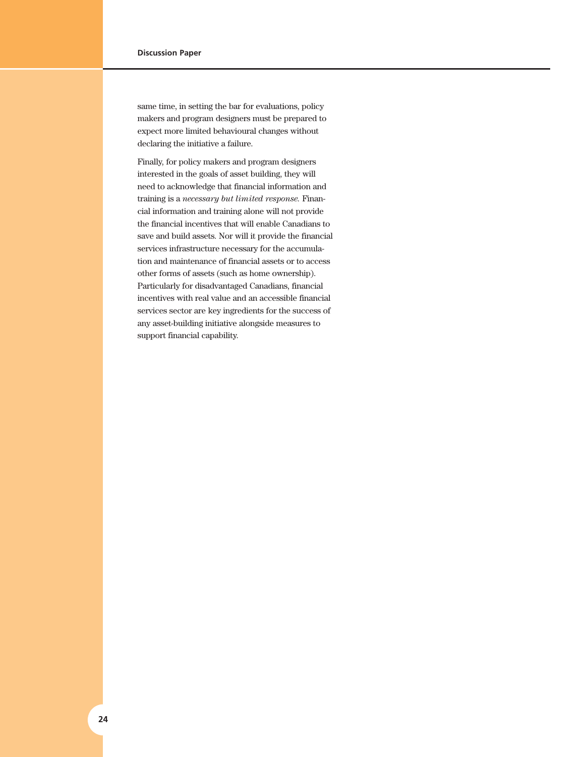same time, in setting the bar for evaluations, policy makers and program designers must be prepared to expect more limited behavioural changes without declaring the initiative a failure.

Finally, for policy makers and program designers interested in the goals of asset building, they will need to acknowledge that financial information and training is a *necessary but limited response*. Financial information and training alone will not provide the financial incentives that will enable Canadians to save and build assets. Nor will it provide the financial services infrastructure necessary for the accumulation and maintenance of financial assets or to access other forms of assets (such as home ownership). Particularly for disadvantaged Canadians, financial incentives with real value and an accessible financial services sector are key ingredients for the success of any asset-building initiative alongside measures to support financial capability.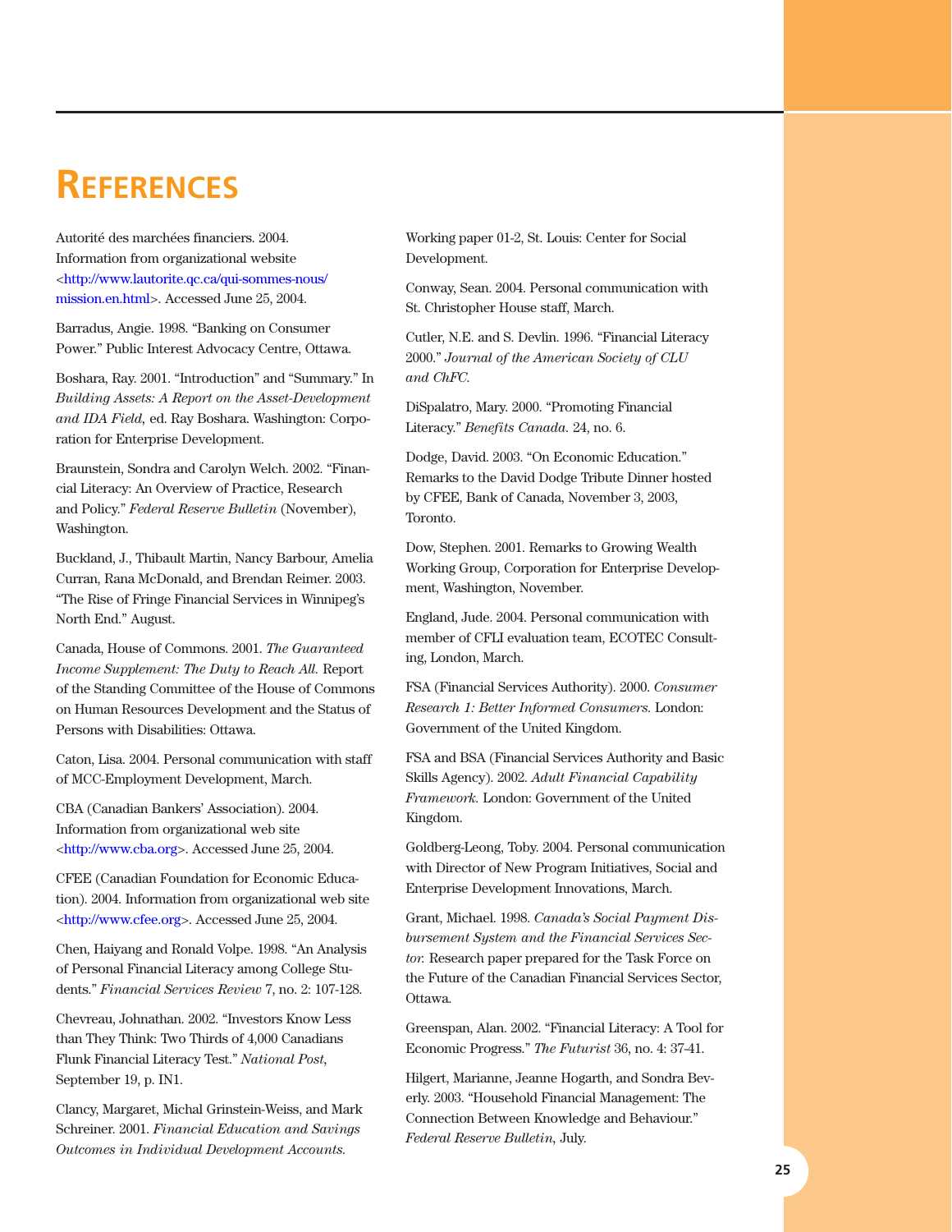# References

Autorité des marchées financiers. 2004. Information from organizational website <http://www.lautorite.qc.ca/qui-sommes-nous/mission.en.html>. Accessed June 25, 2004.

Barradus, Angie. 1998. "Banking on Consumer Power." Public Interest Advocacy Centre, Ottawa.

Boshara, Ray. 2001. "Introduction" and "Summary." In *Building Assets: A Report on the Asset-Development and IDA Field*, ed. Ray Boshara. Washington: Corporation for Enterprise Development.

Braunstein, Sondra and Carolyn Welch. 2002. "Financial Literacy: An Overview of Practice, Research and Policy." *Federal Reserve Bulletin* (November), Washington.

Buckland, J., Thibault Martin, Nancy Barbour, Amelia Curran, Rana McDonald, and Brendan Reimer. 2003. "The Rise of Fringe Financial Services in Winnipeg's North End." August.

Canada, House of Commons. 2001. *The Guaranteed Income Supplement: The Duty to Reach All.* Report of the Standing Committee of the House of Commons on Human Resources Development and the Status of Persons with Disabilities: Ottawa.

Caton, Lisa. 2004. Personal communication with staff of MCC-Employment Development, March.

CBA (Canadian Bankers' Association). 2004. Information from organizational web site <http://www.cba.org>. Accessed June 25, 2004.

CFEE (Canadian Foundation for Economic Education). 2004. Information from organizational web site <http://www.cfee.org>. Accessed June 25, 2004.

Chen, Haiyang and Ronald Volpe. 1998. "An Analysis of Personal Financial Literacy among College Students." *Financial Services Review* 7, no. 2: 107-128.

Chevreau, Johnathan. 2002. "Investors Know Less than They Think: Two Thirds of 4,000 Canadians Flunk Financial Literacy Test." *National Post*, September 19, p. IN1.

Clancy, Margaret, Michal Grinstein-Weiss, and Mark Schreiner. 2001. *Financial Education and Savings Outcomes in Individual Development Accounts.* Working paper 01-2, St. Louis: Center for Social Development.

Conway, Sean. 2004. Personal communication with St. Christopher House staff, March.

Cutler, N.E. and S. Devlin. 1996. "Financial Literacy 2000." *Journal of the American Society of CLU and ChFC.*

DiSpalatro, Mary. 2000. "Promoting Financial Literacy." *Benefits Canada.* 24, no. 6.

Dodge, David. 2003. "On Economic Education." Remarks to the David Dodge Tribute Dinner hosted by CFEE, Bank of Canada, November 3, 2003, Toronto.

Dow, Stephen. 2001. Remarks to Growing Wealth Working Group, Corporation for Enterprise Development, Washington, November.

England, Jude. 2004. Personal communication with member of CFLI evaluation team, ECOTEC Consulting, London, March.

FSA (Financial Services Authority). 2000. *Consumer Research 1: Better Informed Consumers.* London: Government of the United Kingdom.

FSA and BSA (Financial Services Authority and Basic Skills Agency). 2002. *Adult Financial Capability Framework.* London: Government of the United Kingdom.

Goldberg-Leong, Toby. 2004. Personal communication with Director of New Program Initiatives, Social and Enterprise Development Innovations, March.

Grant, Michael. 1998. *Canada's Social Payment Disbursement System and the Financial Services Sector.* Research paper prepared for the Task Force on the Future of the Canadian Financial Services Sector, Ottawa.

Greenspan, Alan. 2002. "Financial Literacy: A Tool for Economic Progress." *The Futurist* 36, no. 4: 37-41.

Hilgert, Marianne, Jeanne Hogarth, and Sondra Beverly. 2003. "Household Financial Management: The Connection Between Knowledge and Behaviour." *Federal Reserve Bulletin*, July.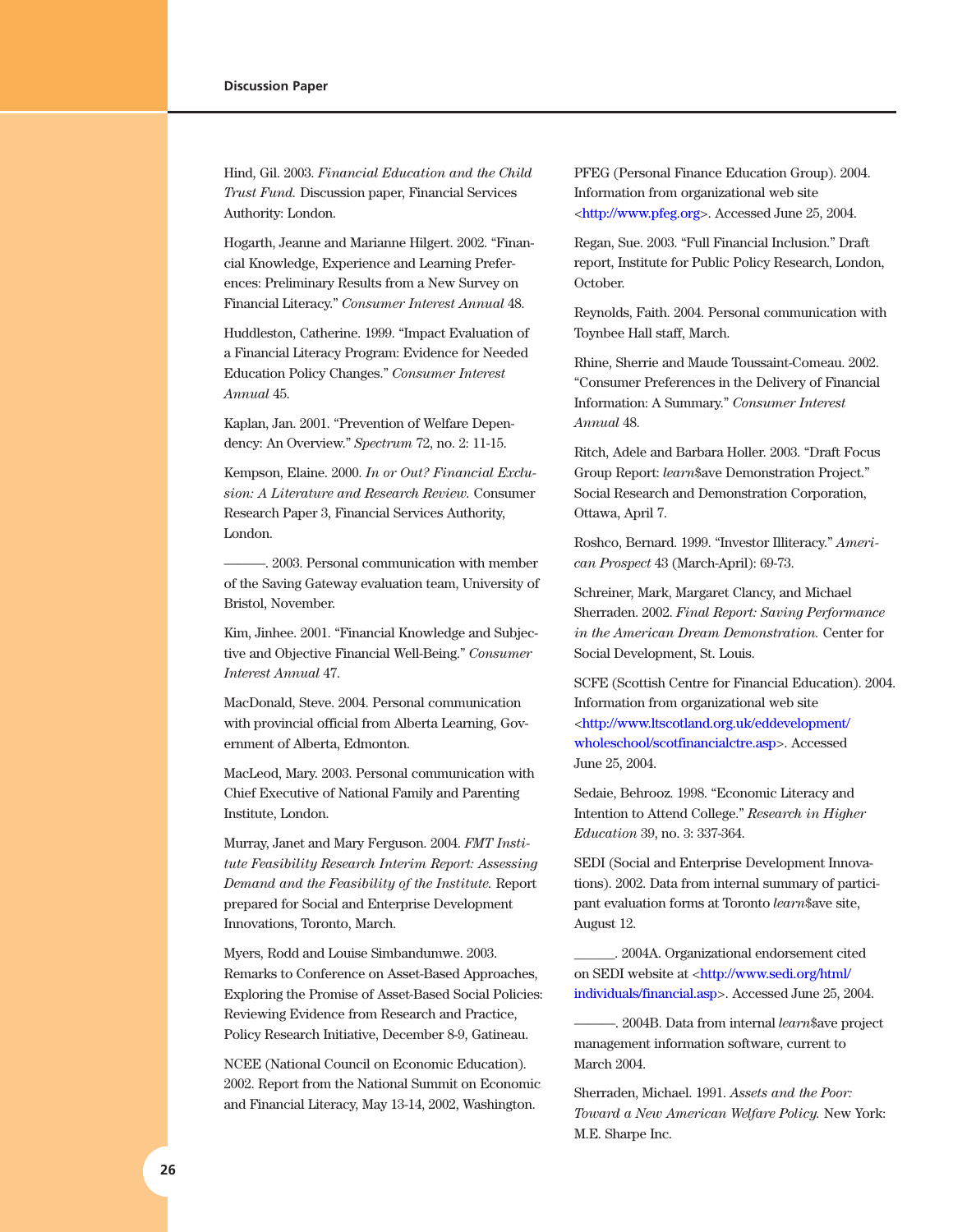Hind, Gil. 2003. *Financial Education and the Child Trust Fund.* Discussion paper, Financial Services Authority: London.

Hogarth, Jeanne and Marianne Hilgert. 2002. "Financial Knowledge, Experience and Learning Preferences: Preliminary Results from a New Survey on Financial Literacy." *Consumer Interest Annual* 48.

Huddleston, Catherine. 1999. "Impact Evaluation of a Financial Literacy Program: Evidence for Needed Education Policy Changes." *Consumer Interest Annual* 45.

Kaplan, Jan. 2001. "Prevention of Welfare Dependency: An Overview." *Spectrum* 72, no. 2: 11-15.

Kempson, Elaine. 2000. *In or Out? Financial Exclusion: A Literature and Research Review.* Consumer Research Paper 3, Financial Services Authority, London.

———. 2003. Personal communication with member of the Saving Gateway evaluation team, University of Bristol, November.

Kim, Jinhee. 2001. "Financial Knowledge and Subjective and Objective Financial Well-Being." *Consumer Interest Annual* 47.

MacDonald, Steve. 2004. Personal communication with provincial official from Alberta Learning, Government of Alberta, Edmonton.

MacLeod, Mary. 2003. Personal communication with Chief Executive of National Family and Parenting Institute, London.

Murray, Janet and Mary Ferguson. 2004. *FMT Institute Feasibility Research Interim Report: Assessing Demand and the Feasibility of the Institute.* Report prepared for Social and Enterprise Development Innovations, Toronto, March.

Myers, Rodd and Louise Simbandumwe. 2003. Remarks to Conference on Asset-Based Approaches, Exploring the Promise of Asset-Based Social Policies: Reviewing Evidence from Research and Practice, Policy Research Initiative, December 8-9, Gatineau.

NCEE (National Council on Economic Education). 2002. Report from the National Summit on Economic and Financial Literacy, May 13-14, 2002, Washington.

PFEG (Personal Finance Education Group). 2004. Information from organizational web site <http://www.pfeg.org>. Accessed June 25, 2004.

Regan, Sue. 2003. "Full Financial Inclusion." Draft report, Institute for Public Policy Research, London, October.

Reynolds, Faith. 2004. Personal communication with Toynbee Hall staff, March.

Rhine, Sherrie and Maude Toussaint-Comeau. 2002. "Consumer Preferences in the Delivery of Financial Information: A Summary." *Consumer Interest Annual* 48.

Ritch, Adele and Barbara Holler. 2003. "Draft Focus Group Report: *learn*$ave Demonstration Project." Social Research and Demonstration Corporation, Ottawa, April 7.

Roshco, Bernard. 1999. "Investor Illiteracy." *American Prospect* 43 (March-April): 69-73.

Schreiner, Mark, Margaret Clancy, and Michael Sherraden. 2002. *Final Report: Saving Performance in the American Dream Demonstration.* Center for Social Development, St. Louis.

SCFE (Scottish Centre for Financial Education). 2004. Information from organizational web site <http://www.ltscotland.org.uk/eddevelopment/wholeschool/scotfinancialctre.asp>. Accessed June 25, 2004.

Sedaie, Behrooz. 1998. "Economic Literacy and Intention to Attend College." *Research in Higher Education* 39, no. 3: 337-364.

SEDI (Social and Enterprise Development Innovations). 2002. Data from internal summary of participant evaluation forms at Toronto *learn*$ave site, August 12.

______. 2004A. Organizational endorsement cited on SEDI website at <http://www.sedi.org/html/individuals/financial.asp>. Accessed June 25, 2004.

———. 2004B. Data from internal *learn*$ave project management information software, current to March 2004.

Sherraden, Michael. 1991. *Assets and the Poor: Toward a New American Welfare Policy.* New York: M.E. Sharpe Inc.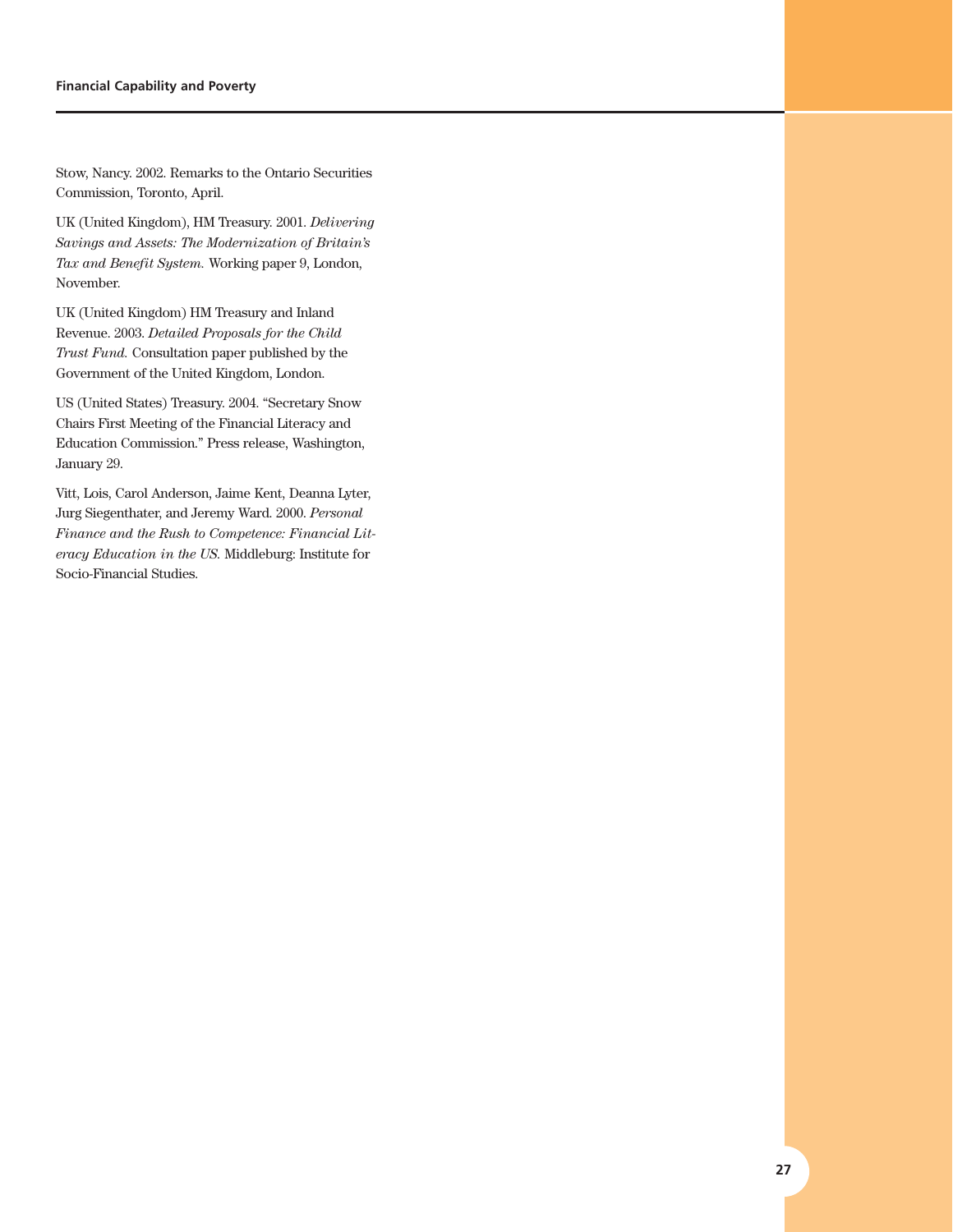Stow, Nancy. 2002. Remarks to the Ontario Securities Commission, Toronto, April.

UK (United Kingdom), HM Treasury. 2001. *Delivering Savings and Assets: The Modernization of Britain's Tax and Benefit System.* Working paper 9, London, November.

UK (United Kingdom) HM Treasury and Inland Revenue. 2003. *Detailed Proposals for the Child Trust Fund.* Consultation paper published by the Government of the United Kingdom, London.

US (United States) Treasury. 2004. "Secretary Snow Chairs First Meeting of the Financial Literacy and Education Commission." Press release, Washington, January 29.

Vitt, Lois, Carol Anderson, Jaime Kent, Deanna Lyter, Jurg Siegenthater, and Jeremy Ward. 2000. *Personal Finance and the Rush to Competence: Financial Literacy Education in the US.* Middleburg: Institute for Socio-Financial Studies.